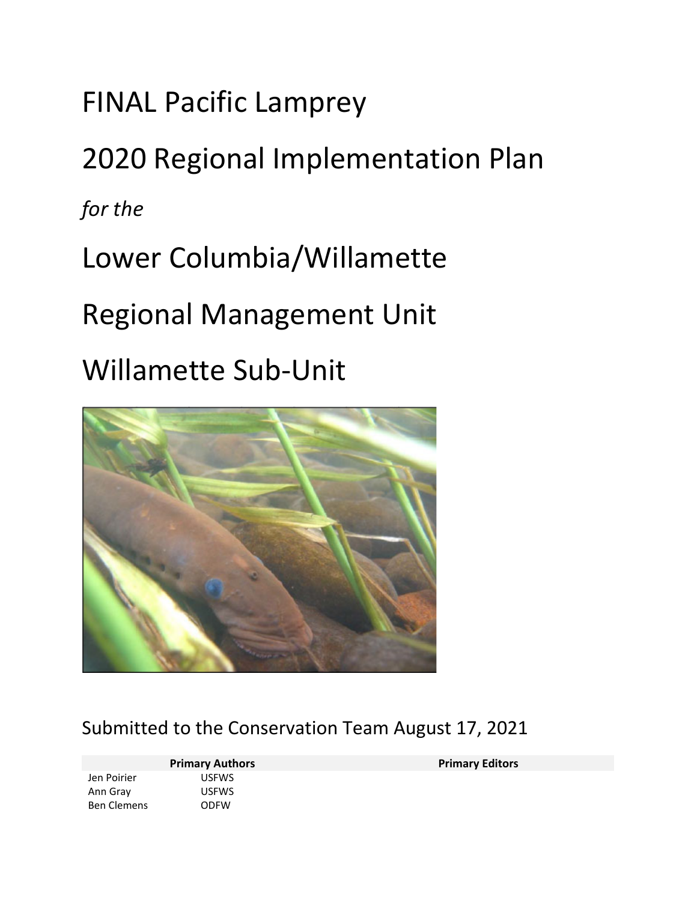# FINAL Pacific Lamprey

# 2020 Regional Implementation Plan

*for the*

# Lower Columbia/Willamette

# Regional Management Unit

# Willamette Sub-Unit

Submitted to the Conservation Team August 17, 2021

| Primary Authors | | Primary Editors |
|---|---|---|
| Jen Poirier | USFWS | |
| Ann Gray | USFWS | |
| Ben Clemens | ODFW | |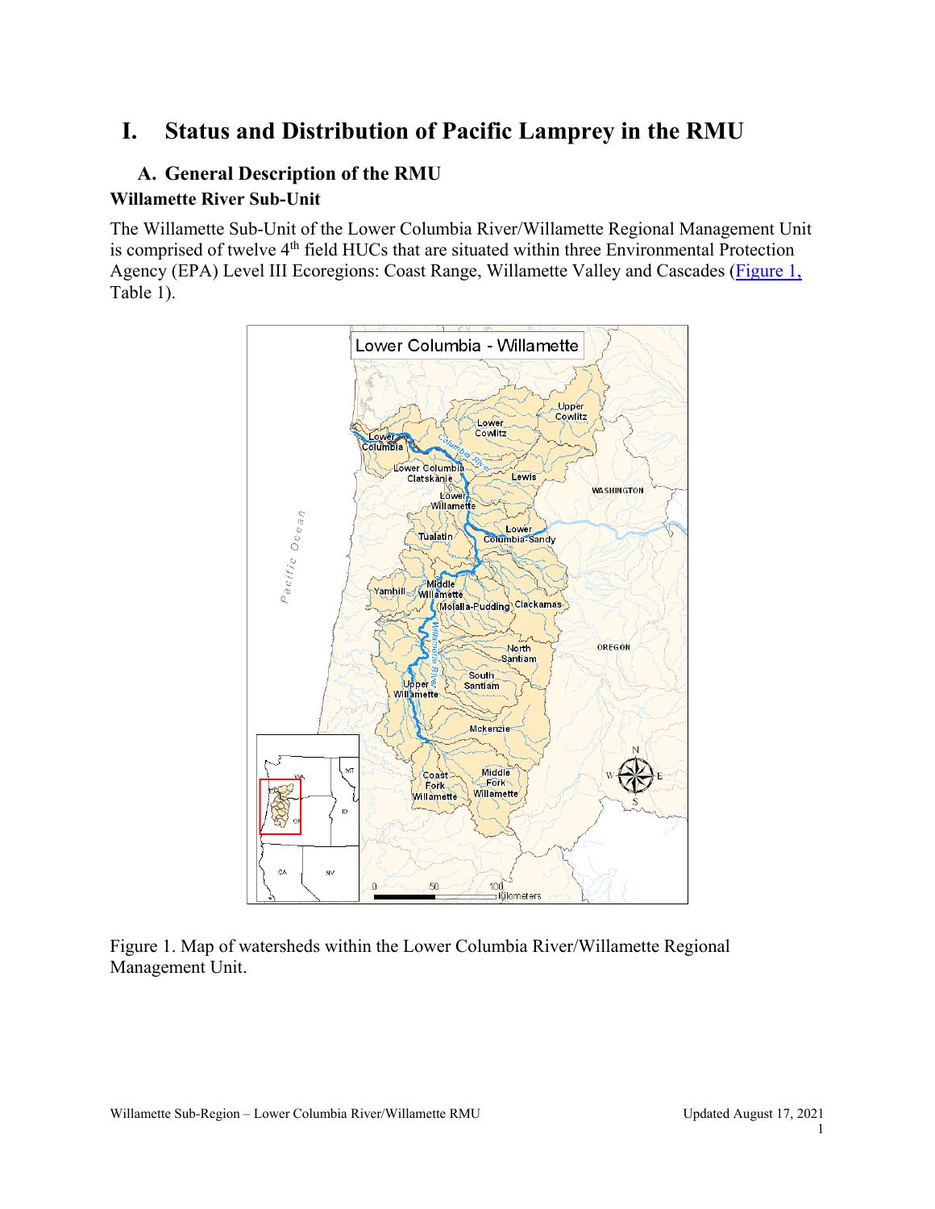# I. Status and Distribution of Pacific Lamprey in the RMU

## A. General Description of the RMU

### Willamette River Sub-Unit

The Willamette Sub-Unit of the Lower Columbia River/Willamette Regional Management Unit is comprised of twelve 4[th] field HUCs that are situated within three Environmental Protection Agency (EPA) Level III Ecoregions: Coast Range, Willamette Valley and Cascades (Figure 1, Table 1).

Figure 1. Map of watersheds within the Lower Columbia River/Willamette Regional Management Unit.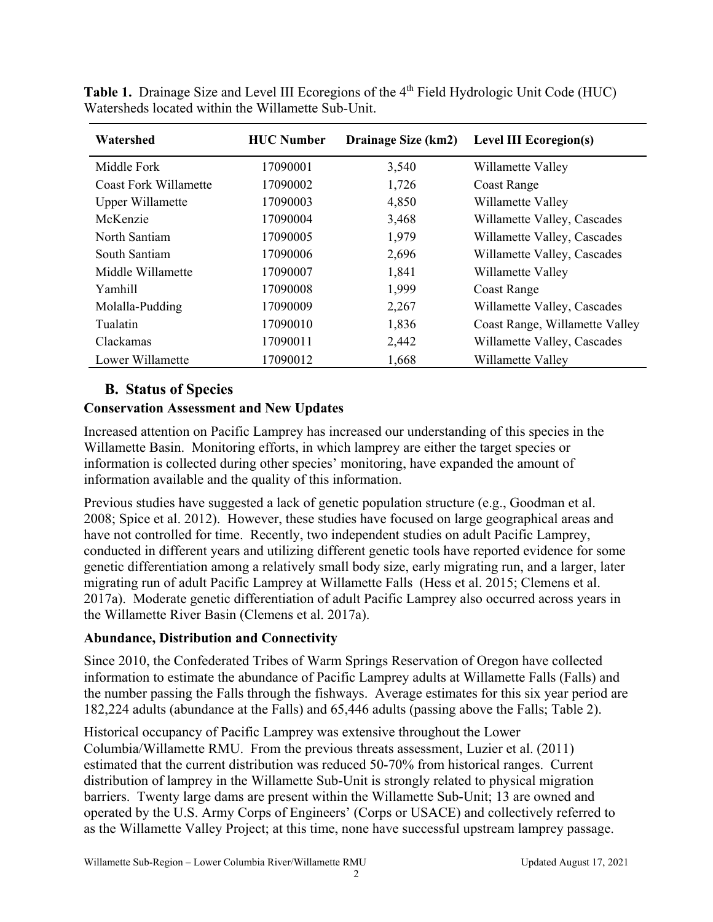**Table 1.** Drainage Size and Level III Ecoregions of the 4th Field Hydrologic Unit Code (HUC) Watersheds located within the Willamette Sub-Unit.

| Watershed | HUC Number | Drainage Size (km2) | Level III Ecoregion(s) |
|---|---|---|---|
| Middle Fork | 17090001 | 3,540 | Willamette Valley |
| Coast Fork Willamette | 17090002 | 1,726 | Coast Range |
| Upper Willamette | 17090003 | 4,850 | Willamette Valley |
| McKenzie | 17090004 | 3,468 | Willamette Valley, Cascades |
| North Santiam | 17090005 | 1,979 | Willamette Valley, Cascades |
| South Santiam | 17090006 | 2,696 | Willamette Valley, Cascades |
| Middle Willamette | 17090007 | 1,841 | Willamette Valley |
| Yamhill | 17090008 | 1,999 | Coast Range |
| Molalla-Pudding | 17090009 | 2,267 | Willamette Valley, Cascades |
| Tualatin | 17090010 | 1,836 | Coast Range, Willamette Valley |
| Clackamas | 17090011 | 2,442 | Willamette Valley, Cascades |
| Lower Willamette | 17090012 | 1,668 | Willamette Valley |

## B. Status of Species

### Conservation Assessment and New Updates

Increased attention on Pacific Lamprey has increased our understanding of this species in the Willamette Basin. Monitoring efforts, in which lamprey are either the target species or information is collected during other species' monitoring, have expanded the amount of information available and the quality of this information.

Previous studies have suggested a lack of genetic population structure (e.g., Goodman et al. 2008; Spice et al. 2012). However, these studies have focused on large geographical areas and have not controlled for time. Recently, two independent studies on adult Pacific Lamprey, conducted in different years and utilizing different genetic tools have reported evidence for some genetic differentiation among a relatively small body size, early migrating run, and a larger, later migrating run of adult Pacific Lamprey at Willamette Falls (Hess et al. 2015; Clemens et al. 2017a). Moderate genetic differentiation of adult Pacific Lamprey also occurred across years in the Willamette River Basin (Clemens et al. 2017a).

### Abundance, Distribution and Connectivity

Since 2010, the Confederated Tribes of Warm Springs Reservation of Oregon have collected information to estimate the abundance of Pacific Lamprey adults at Willamette Falls (Falls) and the number passing the Falls through the fishways. Average estimates for this six year period are 182,224 adults (abundance at the Falls) and 65,446 adults (passing above the Falls; Table 2).

Historical occupancy of Pacific Lamprey was extensive throughout the Lower Columbia/Willamette RMU. From the previous threats assessment, Luzier et al. (2011) estimated that the current distribution was reduced 50-70% from historical ranges. Current distribution of lamprey in the Willamette Sub-Unit is strongly related to physical migration barriers. Twenty large dams are present within the Willamette Sub-Unit; 13 are owned and operated by the U.S. Army Corps of Engineers' (Corps or USACE) and collectively referred to as the Willamette Valley Project; at this time, none have successful upstream lamprey passage.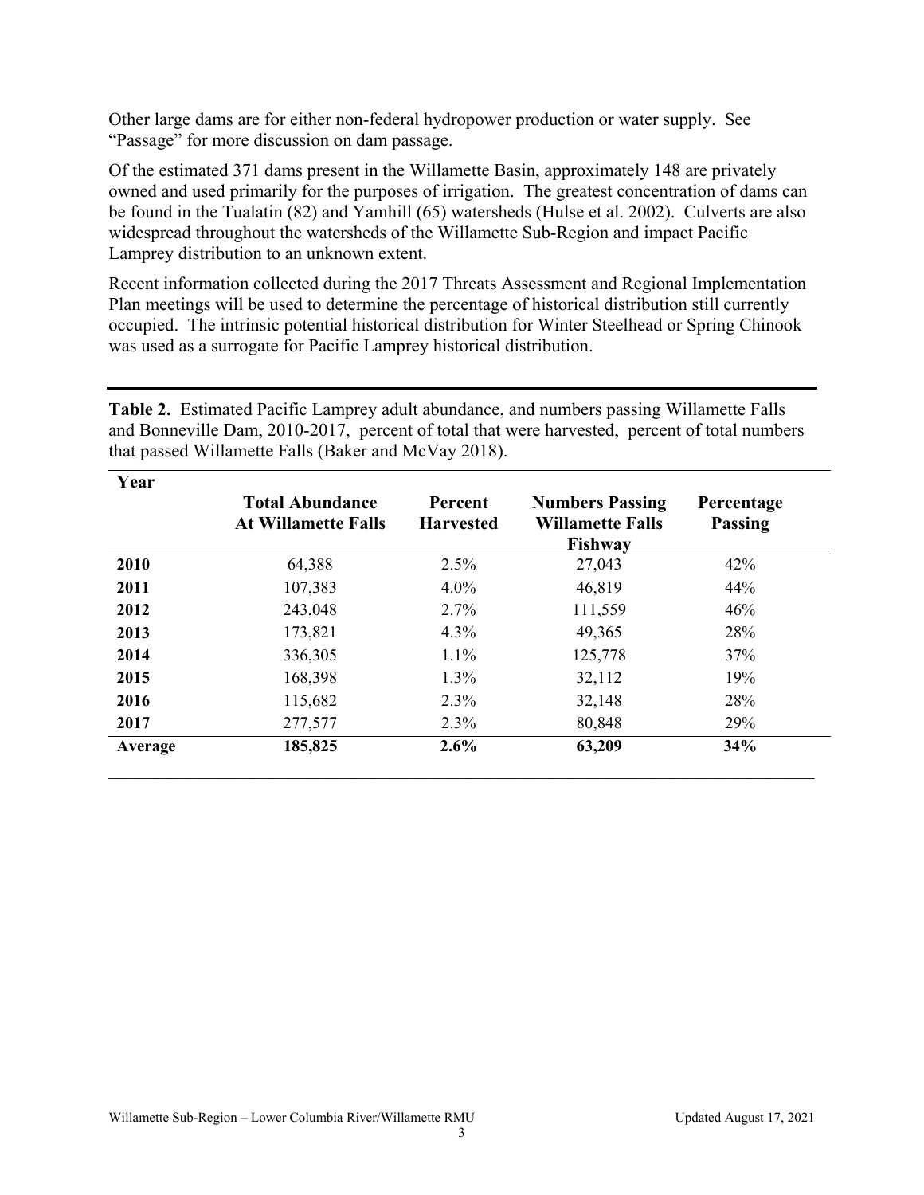Other large dams are for either non-federal hydropower production or water supply. See "Passage" for more discussion on dam passage.

Of the estimated 371 dams present in the Willamette Basin, approximately 148 are privately owned and used primarily for the purposes of irrigation. The greatest concentration of dams can be found in the Tualatin (82) and Yamhill (65) watersheds (Hulse et al. 2002). Culverts are also widespread throughout the watersheds of the Willamette Sub-Region and impact Pacific Lamprey distribution to an unknown extent.

Recent information collected during the 2017 Threats Assessment and Regional Implementation Plan meetings will be used to determine the percentage of historical distribution still currently occupied. The intrinsic potential historical distribution for Winter Steelhead or Spring Chinook was used as a surrogate for Pacific Lamprey historical distribution.

**Table 2.** Estimated Pacific Lamprey adult abundance, and numbers passing Willamette Falls and Bonneville Dam, 2010-2017, percent of total that were harvested, percent of total numbers that passed Willamette Falls (Baker and McVay 2018).

| Year | Total Abundance At Willamette Falls | Percent Harvested | Numbers Passing Willamette Falls Fishway | Percentage Passing |
|---|---|---|---|---|
| **2010** | 64,388 | 2.5% | 27,043 | 42% |
| **2011** | 107,383 | 4.0% | 46,819 | 44% |
| **2012** | 243,048 | 2.7% | 111,559 | 46% |
| **2013** | 173,821 | 4.3% | 49,365 | 28% |
| **2014** | 336,305 | 1.1% | 125,778 | 37% |
| **2015** | 168,398 | 1.3% | 32,112 | 19% |
| **2016** | 115,682 | 2.3% | 32,148 | 28% |
| **2017** | 277,577 | 2.3% | 80,848 | 29% |
| **Average** | **185,825** | **2.6%** | **63,209** | **34%** |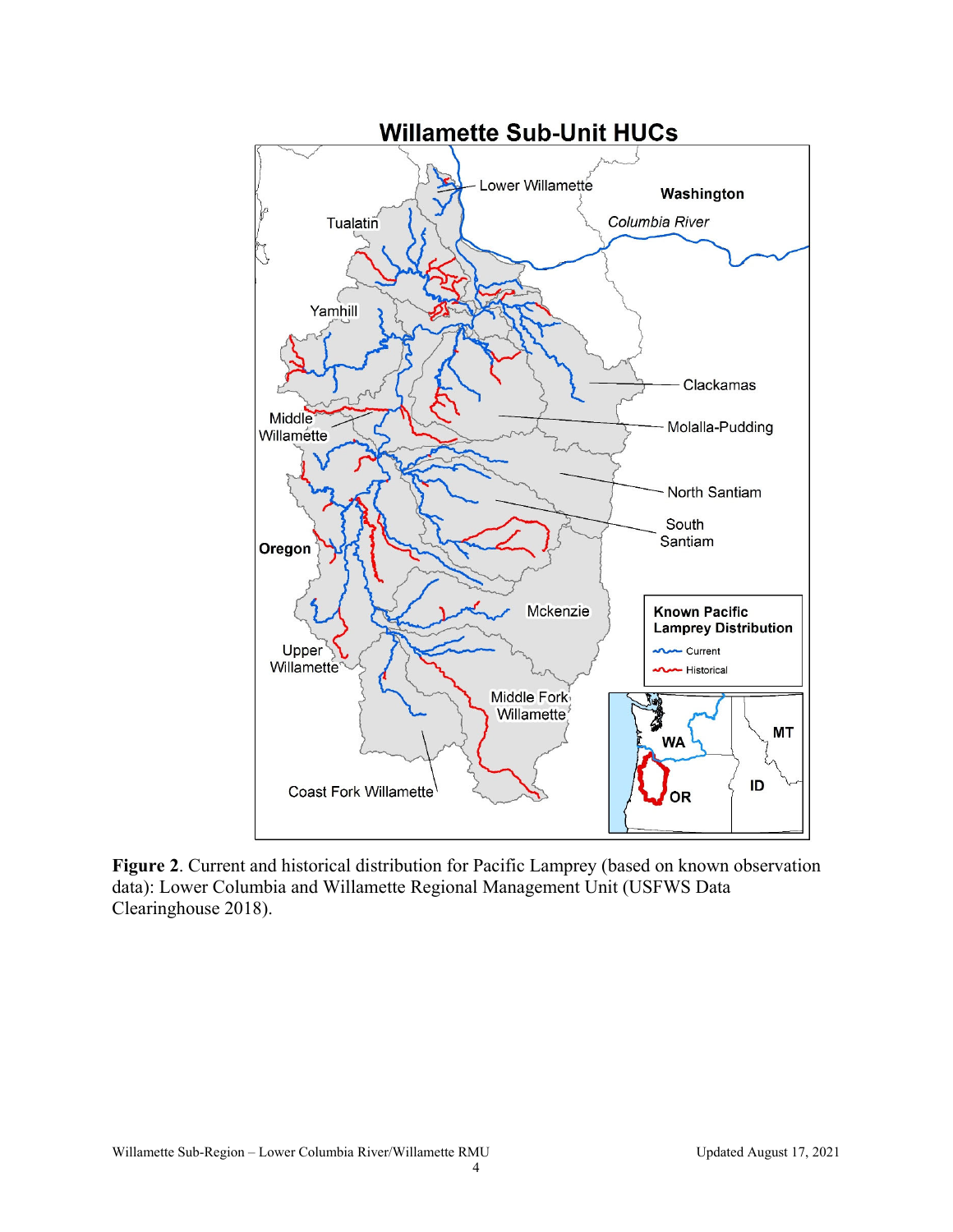**Figure 2**. Current and historical distribution for Pacific Lamprey (based on known observation data): Lower Columbia and Willamette Regional Management Unit (USFWS Data Clearinghouse 2018).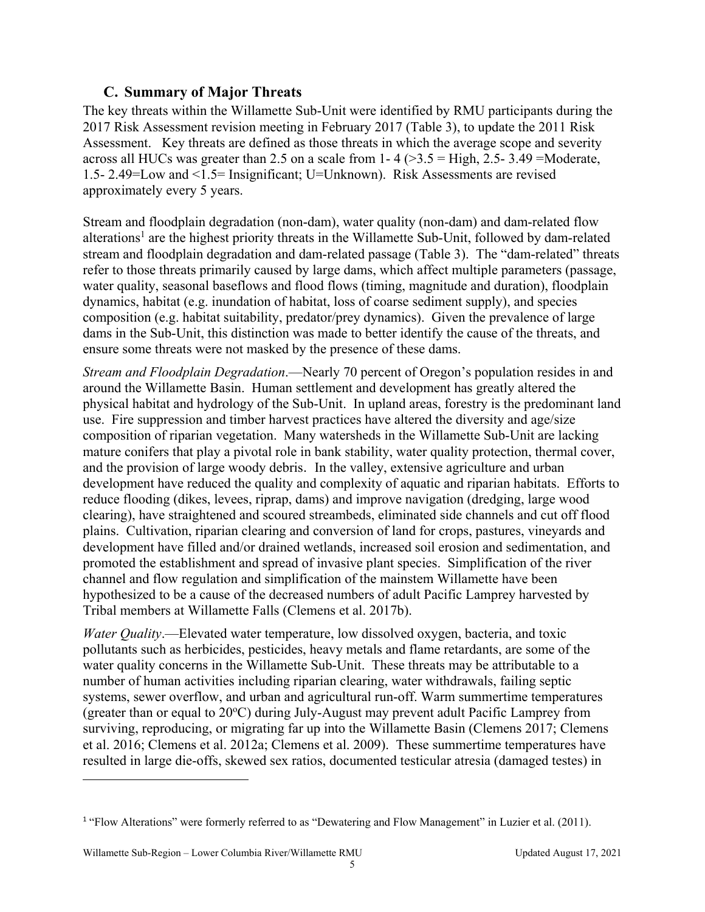## C. Summary of Major Threats

The key threats within the Willamette Sub-Unit were identified by RMU participants during the 2017 Risk Assessment revision meeting in February 2017 (Table 3), to update the 2011 Risk Assessment. Key threats are defined as those threats in which the average scope and severity across all HUCs was greater than 2.5 on a scale from 1- 4 (>3.5 = High, 2.5- 3.49 =Moderate, 1.5- 2.49=Low and <1.5= Insignificant; U=Unknown). Risk Assessments are revised approximately every 5 years.

Stream and floodplain degradation (non-dam), water quality (non-dam) and dam-related flow alterations[1] are the highest priority threats in the Willamette Sub-Unit, followed by dam-related stream and floodplain degradation and dam-related passage (Table 3). The "dam-related" threats refer to those threats primarily caused by large dams, which affect multiple parameters (passage, water quality, seasonal baseflows and flood flows (timing, magnitude and duration), floodplain dynamics, habitat (e.g. inundation of habitat, loss of coarse sediment supply), and species composition (e.g. habitat suitability, predator/prey dynamics). Given the prevalence of large dams in the Sub-Unit, this distinction was made to better identify the cause of the threats, and ensure some threats were not masked by the presence of these dams.

*Stream and Floodplain Degradation*.—Nearly 70 percent of Oregon's population resides in and around the Willamette Basin. Human settlement and development has greatly altered the physical habitat and hydrology of the Sub-Unit. In upland areas, forestry is the predominant land use. Fire suppression and timber harvest practices have altered the diversity and age/size composition of riparian vegetation. Many watersheds in the Willamette Sub-Unit are lacking mature conifers that play a pivotal role in bank stability, water quality protection, thermal cover, and the provision of large woody debris. In the valley, extensive agriculture and urban development have reduced the quality and complexity of aquatic and riparian habitats. Efforts to reduce flooding (dikes, levees, riprap, dams) and improve navigation (dredging, large wood clearing), have straightened and scoured streambeds, eliminated side channels and cut off flood plains. Cultivation, riparian clearing and conversion of land for crops, pastures, vineyards and development have filled and/or drained wetlands, increased soil erosion and sedimentation, and promoted the establishment and spread of invasive plant species. Simplification of the river channel and flow regulation and simplification of the mainstem Willamette have been hypothesized to be a cause of the decreased numbers of adult Pacific Lamprey harvested by Tribal members at Willamette Falls (Clemens et al. 2017b).

*Water Quality*.—Elevated water temperature, low dissolved oxygen, bacteria, and toxic pollutants such as herbicides, pesticides, heavy metals and flame retardants, are some of the water quality concerns in the Willamette Sub-Unit. These threats may be attributable to a number of human activities including riparian clearing, water withdrawals, failing septic systems, sewer overflow, and urban and agricultural run-off. Warm summertime temperatures (greater than or equal to 20°C) during July-August may prevent adult Pacific Lamprey from surviving, reproducing, or migrating far up into the Willamette Basin (Clemens 2017; Clemens et al. 2016; Clemens et al. 2012a; Clemens et al. 2009). These summertime temperatures have resulted in large die-offs, skewed sex ratios, documented testicular atresia (damaged testes) in

---

[1] "Flow Alterations" were formerly referred to as "Dewatering and Flow Management" in Luzier et al. (2011).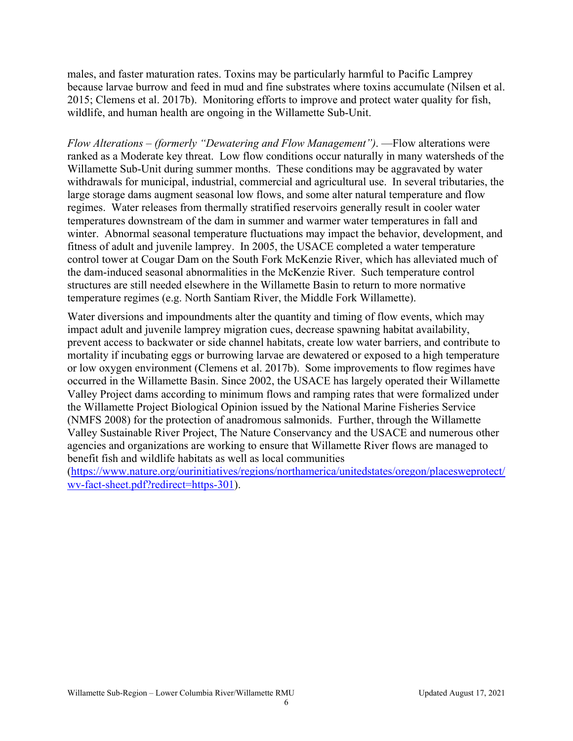males, and faster maturation rates. Toxins may be particularly harmful to Pacific Lamprey because larvae burrow and feed in mud and fine substrates where toxins accumulate (Nilsen et al. 2015; Clemens et al. 2017b). Monitoring efforts to improve and protect water quality for fish, wildlife, and human health are ongoing in the Willamette Sub-Unit.

*Flow Alterations – (formerly "Dewatering and Flow Management")*. —Flow alterations were ranked as a Moderate key threat. Low flow conditions occur naturally in many watersheds of the Willamette Sub-Unit during summer months. These conditions may be aggravated by water withdrawals for municipal, industrial, commercial and agricultural use. In several tributaries, the large storage dams augment seasonal low flows, and some alter natural temperature and flow regimes. Water releases from thermally stratified reservoirs generally result in cooler water temperatures downstream of the dam in summer and warmer water temperatures in fall and winter. Abnormal seasonal temperature fluctuations may impact the behavior, development, and fitness of adult and juvenile lamprey. In 2005, the USACE completed a water temperature control tower at Cougar Dam on the South Fork McKenzie River, which has alleviated much of the dam-induced seasonal abnormalities in the McKenzie River. Such temperature control structures are still needed elsewhere in the Willamette Basin to return to more normative temperature regimes (e.g. North Santiam River, the Middle Fork Willamette).

Water diversions and impoundments alter the quantity and timing of flow events, which may impact adult and juvenile lamprey migration cues, decrease spawning habitat availability, prevent access to backwater or side channel habitats, create low water barriers, and contribute to mortality if incubating eggs or burrowing larvae are dewatered or exposed to a high temperature or low oxygen environment (Clemens et al. 2017b). Some improvements to flow regimes have occurred in the Willamette Basin. Since 2002, the USACE has largely operated their Willamette Valley Project dams according to minimum flows and ramping rates that were formalized under the Willamette Project Biological Opinion issued by the National Marine Fisheries Service (NMFS 2008) for the protection of anadromous salmonids. Further, through the Willamette Valley Sustainable River Project, The Nature Conservancy and the USACE and numerous other agencies and organizations are working to ensure that Willamette River flows are managed to benefit fish and wildlife habitats as well as local communities (https://www.nature.org/ourinitiatives/regions/northamerica/unitedstates/oregon/placesweprotect/wv-fact-sheet.pdf?redirect=https-301).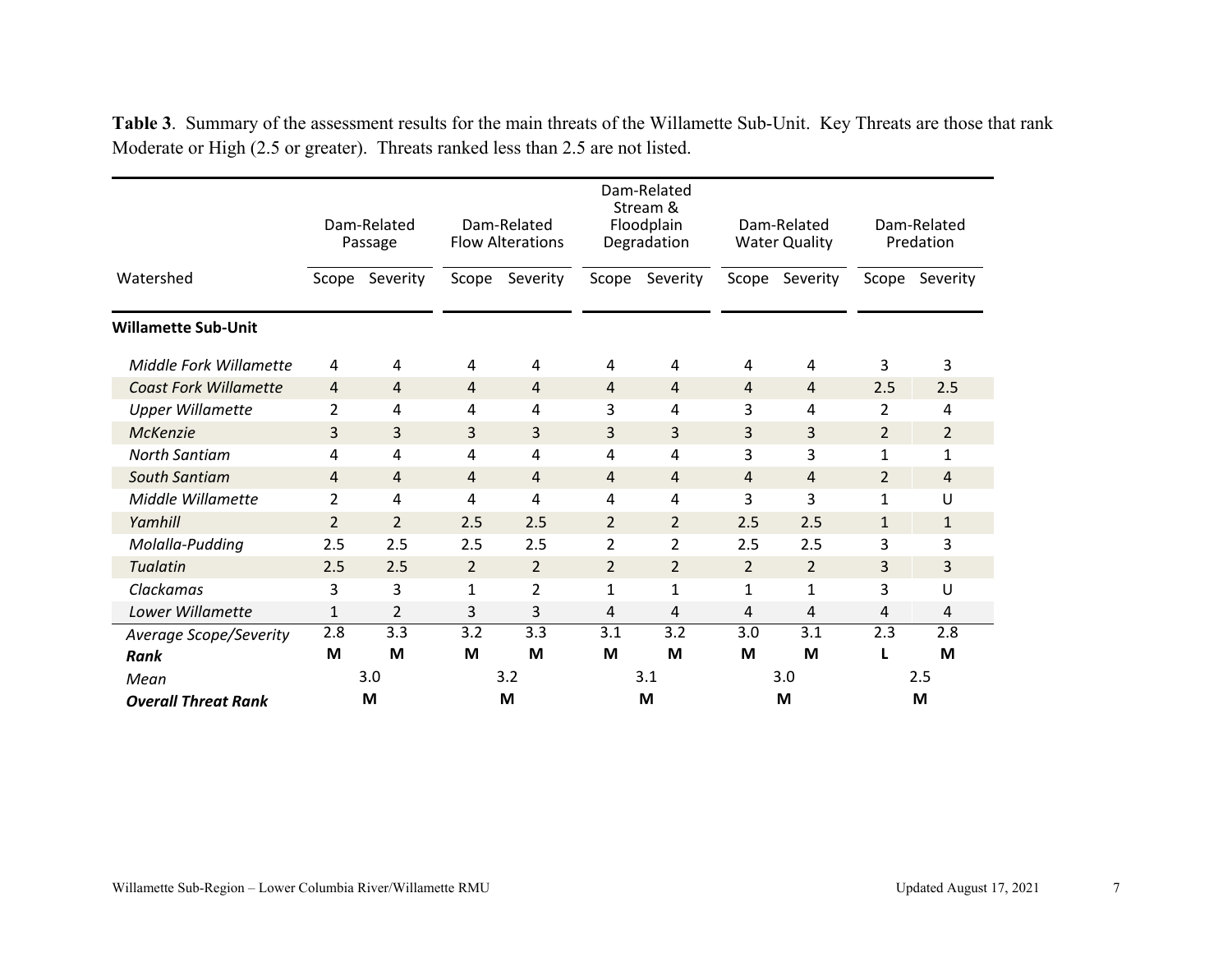**Table 3**. Summary of the assessment results for the main threats of the Willamette Sub-Unit. Key Threats are those that rank Moderate or High (2.5 or greater). Threats ranked less than 2.5 are not listed.

| Watershed | Dam-Related Passage | | Dam-Related Flow Alterations | | Dam-Related Stream & Floodplain Degradation | | Dam-Related Water Quality | | Dam-Related Predation | |
|---|---|---|---|---|---|---|---|---|---|---|
| | Scope | Severity | Scope | Severity | Scope | Severity | Scope | Severity | Scope | Severity |
| **Willamette Sub-Unit** | | | | | | | | | | |
| *Middle Fork Willamette* | 4 | 4 | 4 | 4 | 4 | 4 | 4 | 4 | 3 | 3 |
| *Coast Fork Willamette* | 4 | 4 | 4 | 4 | 4 | 4 | 4 | 4 | 2.5 | 2.5 |
| *Upper Willamette* | 2 | 4 | 4 | 4 | 3 | 4 | 3 | 4 | 2 | 4 |
| *McKenzie* | 3 | 3 | 3 | 3 | 3 | 3 | 3 | 3 | 2 | 2 |
| *North Santiam* | 4 | 4 | 4 | 4 | 4 | 4 | 3 | 3 | 1 | 1 |
| *South Santiam* | 4 | 4 | 4 | 4 | 4 | 4 | 4 | 4 | 2 | 4 |
| *Middle Willamette* | 2 | 4 | 4 | 4 | 4 | 4 | 3 | 3 | 1 | U |
| *Yamhill* | 2 | 2 | 2.5 | 2.5 | 2 | 2 | 2.5 | 2.5 | 1 | 1 |
| *Molalla-Pudding* | 2.5 | 2.5 | 2.5 | 2.5 | 2 | 2 | 2.5 | 2.5 | 3 | 3 |
| *Tualatin* | 2.5 | 2.5 | 2 | 2 | 2 | 2 | 2 | 2 | 3 | 3 |
| *Clackamas* | 3 | 3 | 1 | 2 | 1 | 1 | 1 | 1 | 3 | U |
| *Lower Willamette* | 1 | 2 | 3 | 3 | 4 | 4 | 4 | 4 | 4 | 4 |
| *Average Scope/Severity* | 2.8 | 3.3 | 3.2 | 3.3 | 3.1 | 3.2 | 3.0 | 3.1 | 2.3 | 2.8 |
| ***Rank*** | **M** | **M** | **M** | **M** | **M** | **M** | **M** | **M** | **L** | **M** |
| *Mean* | 3.0 | | 3.2 | | 3.1 | | 3.0 | | 2.5 | |
| ***Overall Threat Rank*** | **M** | | **M** | | **M** | | **M** | | **M** | |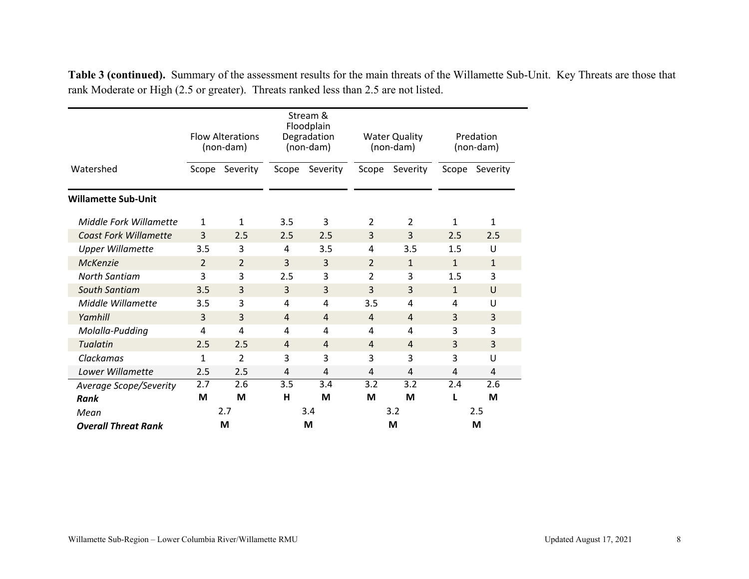**Table 3 (continued).** Summary of the assessment results for the main threats of the Willamette Sub-Unit. Key Threats are those that rank Moderate or High (2.5 or greater). Threats ranked less than 2.5 are not listed.

| Watershed | Flow Alterations (non-dam) | | Stream & Floodplain Degradation (non-dam) | | Water Quality (non-dam) | | Predation (non-dam) | |
|---|---|---|---|---|---|---|---|---|
| | Scope | Severity | Scope | Severity | Scope | Severity | Scope | Severity |
| **Willamette Sub-Unit** | | | | | | | | |
| *Middle Fork Willamette* | 1 | 1 | 3.5 | 3 | 2 | 2 | 1 | 1 |
| *Coast Fork Willamette* | 3 | 2.5 | 2.5 | 2.5 | 3 | 3 | 2.5 | 2.5 |
| *Upper Willamette* | 3.5 | 3 | 4 | 3.5 | 4 | 3.5 | 1.5 | U |
| *McKenzie* | 2 | 2 | 3 | 3 | 2 | 1 | 1 | 1 |
| *North Santiam* | 3 | 3 | 2.5 | 3 | 2 | 3 | 1.5 | 3 |
| *South Santiam* | 3.5 | 3 | 3 | 3 | 3 | 3 | 1 | U |
| *Middle Willamette* | 3.5 | 3 | 4 | 4 | 3.5 | 4 | 4 | U |
| *Yamhill* | 3 | 3 | 4 | 4 | 4 | 4 | 3 | 3 |
| *Molalla-Pudding* | 4 | 4 | 4 | 4 | 4 | 4 | 3 | 3 |
| *Tualatin* | 2.5 | 2.5 | 4 | 4 | 4 | 4 | 3 | 3 |
| *Clackamas* | 1 | 2 | 3 | 3 | 3 | 3 | 3 | U |
| *Lower Willamette* | 2.5 | 2.5 | 4 | 4 | 4 | 4 | 4 | 4 |
| *Average Scope/Severity* | 2.7 | 2.6 | 3.5 | 3.4 | 3.2 | 3.2 | 2.4 | 2.6 |
| ***Rank*** | **M** | **M** | **H** | **M** | **M** | **M** | **L** | **M** |
| *Mean* | 2.7 | | 3.4 | | 3.2 | | 2.5 | |
| ***Overall Threat Rank*** | **M** | | **M** | | **M** | | **M** | |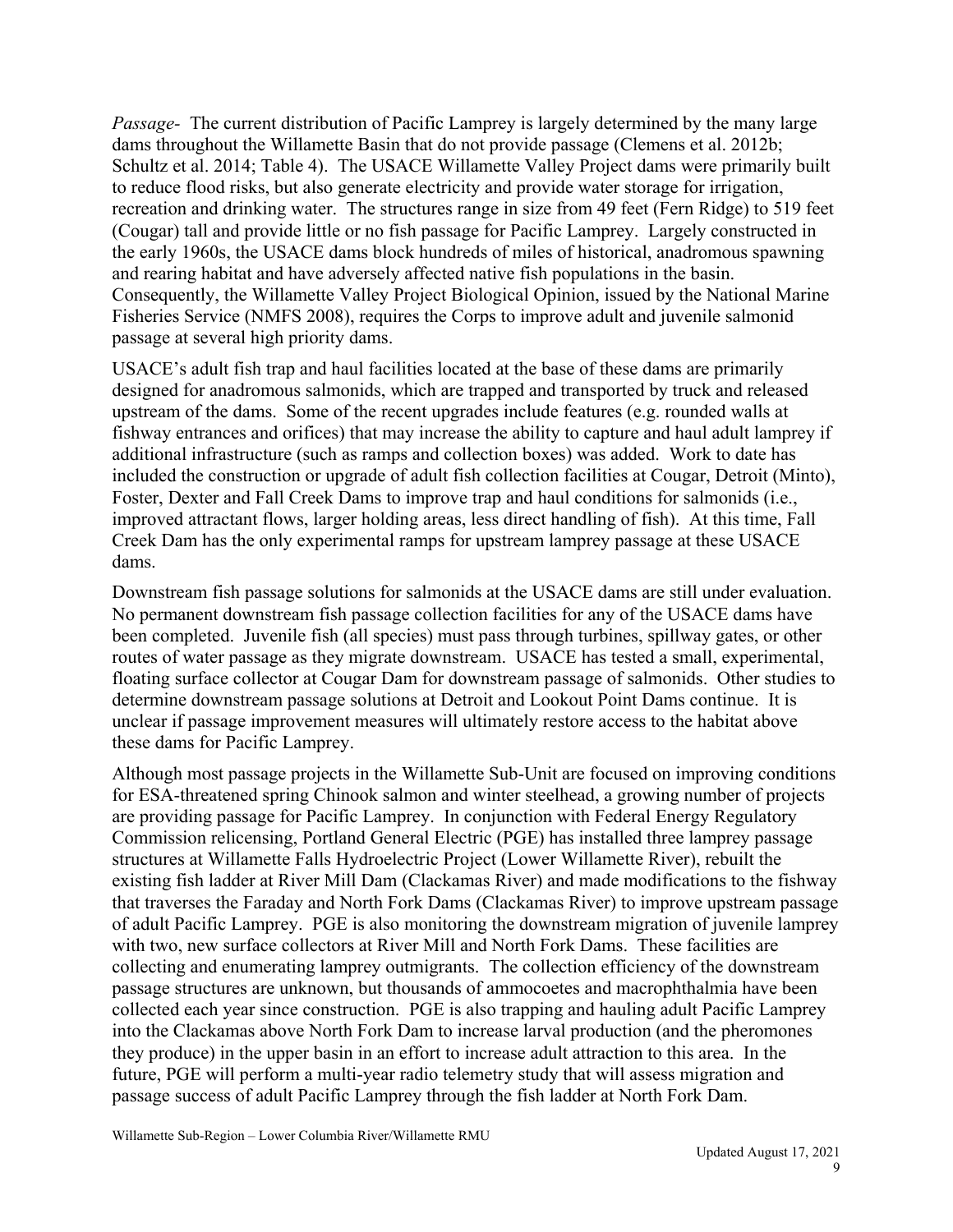*Passage-* The current distribution of Pacific Lamprey is largely determined by the many large dams throughout the Willamette Basin that do not provide passage (Clemens et al. 2012b; Schultz et al. 2014; Table 4). The USACE Willamette Valley Project dams were primarily built to reduce flood risks, but also generate electricity and provide water storage for irrigation, recreation and drinking water. The structures range in size from 49 feet (Fern Ridge) to 519 feet (Cougar) tall and provide little or no fish passage for Pacific Lamprey. Largely constructed in the early 1960s, the USACE dams block hundreds of miles of historical, anadromous spawning and rearing habitat and have adversely affected native fish populations in the basin. Consequently, the Willamette Valley Project Biological Opinion, issued by the National Marine Fisheries Service (NMFS 2008), requires the Corps to improve adult and juvenile salmonid passage at several high priority dams.

USACE's adult fish trap and haul facilities located at the base of these dams are primarily designed for anadromous salmonids, which are trapped and transported by truck and released upstream of the dams. Some of the recent upgrades include features (e.g. rounded walls at fishway entrances and orifices) that may increase the ability to capture and haul adult lamprey if additional infrastructure (such as ramps and collection boxes) was added. Work to date has included the construction or upgrade of adult fish collection facilities at Cougar, Detroit (Minto), Foster, Dexter and Fall Creek Dams to improve trap and haul conditions for salmonids (i.e., improved attractant flows, larger holding areas, less direct handling of fish). At this time, Fall Creek Dam has the only experimental ramps for upstream lamprey passage at these USACE dams.

Downstream fish passage solutions for salmonids at the USACE dams are still under evaluation. No permanent downstream fish passage collection facilities for any of the USACE dams have been completed. Juvenile fish (all species) must pass through turbines, spillway gates, or other routes of water passage as they migrate downstream. USACE has tested a small, experimental, floating surface collector at Cougar Dam for downstream passage of salmonids. Other studies to determine downstream passage solutions at Detroit and Lookout Point Dams continue. It is unclear if passage improvement measures will ultimately restore access to the habitat above these dams for Pacific Lamprey.

Although most passage projects in the Willamette Sub-Unit are focused on improving conditions for ESA-threatened spring Chinook salmon and winter steelhead, a growing number of projects are providing passage for Pacific Lamprey. In conjunction with Federal Energy Regulatory Commission relicensing, Portland General Electric (PGE) has installed three lamprey passage structures at Willamette Falls Hydroelectric Project (Lower Willamette River), rebuilt the existing fish ladder at River Mill Dam (Clackamas River) and made modifications to the fishway that traverses the Faraday and North Fork Dams (Clackamas River) to improve upstream passage of adult Pacific Lamprey. PGE is also monitoring the downstream migration of juvenile lamprey with two, new surface collectors at River Mill and North Fork Dams. These facilities are collecting and enumerating lamprey outmigrants. The collection efficiency of the downstream passage structures are unknown, but thousands of ammocoetes and macrophthalmia have been collected each year since construction. PGE is also trapping and hauling adult Pacific Lamprey into the Clackamas above North Fork Dam to increase larval production (and the pheromones they produce) in the upper basin in an effort to increase adult attraction to this area. In the future, PGE will perform a multi-year radio telemetry study that will assess migration and passage success of adult Pacific Lamprey through the fish ladder at North Fork Dam.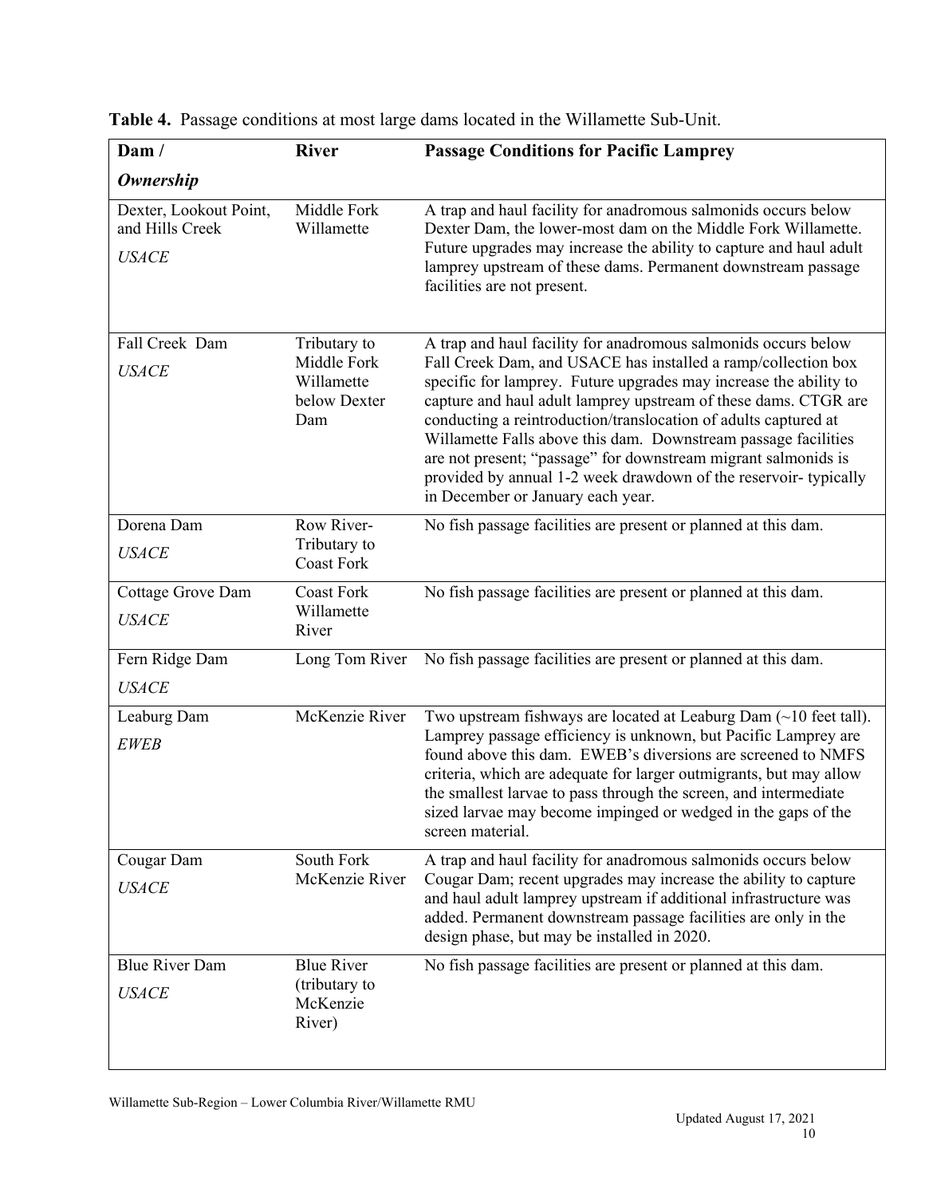**Table 4.** Passage conditions at most large dams located in the Willamette Sub-Unit.

| Dam / *Ownership* | River | Passage Conditions for Pacific Lamprey |
|---|---|---|
| Dexter, Lookout Point, and Hills Creek *USACE* | Middle Fork Willamette | A trap and haul facility for anadromous salmonids occurs below Dexter Dam, the lower-most dam on the Middle Fork Willamette. Future upgrades may increase the ability to capture and haul adult lamprey upstream of these dams. Permanent downstream passage facilities are not present. |
| Fall Creek Dam *USACE* | Tributary to Middle Fork Willamette below Dexter Dam | A trap and haul facility for anadromous salmonids occurs below Fall Creek Dam, and USACE has installed a ramp/collection box specific for lamprey. Future upgrades may increase the ability to capture and haul adult lamprey upstream of these dams. CTGR are conducting a reintroduction/translocation of adults captured at Willamette Falls above this dam. Downstream passage facilities are not present; "passage" for downstream migrant salmonids is provided by annual 1-2 week drawdown of the reservoir- typically in December or January each year. |
| Dorena Dam *USACE* | Row River-Tributary to Coast Fork | No fish passage facilities are present or planned at this dam. |
| Cottage Grove Dam *USACE* | Coast Fork Willamette River | No fish passage facilities are present or planned at this dam. |
| Fern Ridge Dam *USACE* | Long Tom River | No fish passage facilities are present or planned at this dam. |
| Leaburg Dam *EWEB* | McKenzie River | Two upstream fishways are located at Leaburg Dam (~10 feet tall). Lamprey passage efficiency is unknown, but Pacific Lamprey are found above this dam. EWEB's diversions are screened to NMFS criteria, which are adequate for larger outmigrants, but may allow the smallest larvae to pass through the screen, and intermediate sized larvae may become impinged or wedged in the gaps of the screen material. |
| Cougar Dam *USACE* | South Fork McKenzie River | A trap and haul facility for anadromous salmonids occurs below Cougar Dam; recent upgrades may increase the ability to capture and haul adult lamprey upstream if additional infrastructure was added. Permanent downstream passage facilities are only in the design phase, but may be installed in 2020. |
| Blue River Dam *USACE* | Blue River (tributary to McKenzie River) | No fish passage facilities are present or planned at this dam. |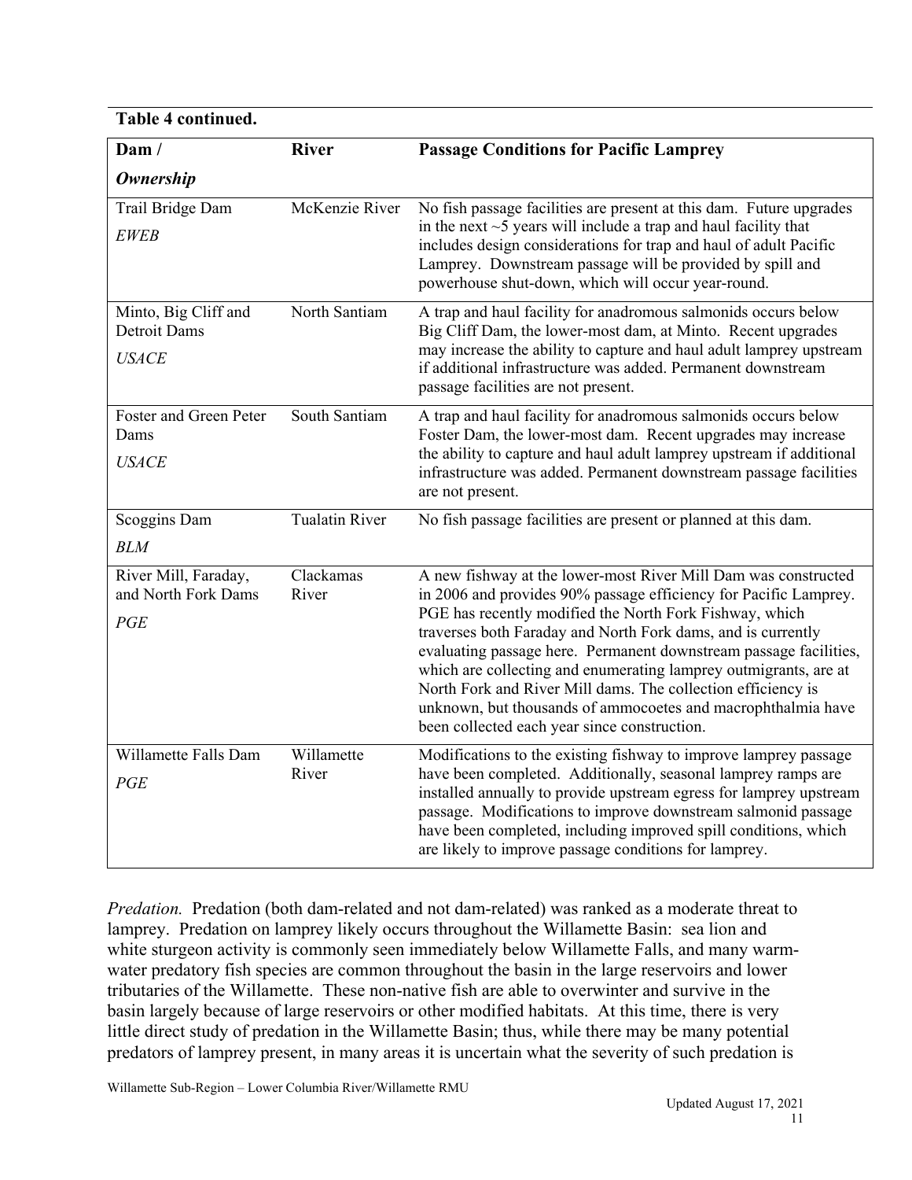**Table 4 continued.**

| Dam / *Ownership* | River | Passage Conditions for Pacific Lamprey |
|---|---|---|
| Trail Bridge Dam *EWEB* | McKenzie River | No fish passage facilities are present at this dam. Future upgrades in the next ~5 years will include a trap and haul facility that includes design considerations for trap and haul of adult Pacific Lamprey. Downstream passage will be provided by spill and powerhouse shut-down, which will occur year-round. |
| Minto, Big Cliff and Detroit Dams *USACE* | North Santiam | A trap and haul facility for anadromous salmonids occurs below Big Cliff Dam, the lower-most dam, at Minto. Recent upgrades may increase the ability to capture and haul adult lamprey upstream if additional infrastructure was added. Permanent downstream passage facilities are not present. |
| Foster and Green Peter Dams *USACE* | South Santiam | A trap and haul facility for anadromous salmonids occurs below Foster Dam, the lower-most dam. Recent upgrades may increase the ability to capture and haul adult lamprey upstream if additional infrastructure was added. Permanent downstream passage facilities are not present. |
| Scoggins Dam *BLM* | Tualatin River | No fish passage facilities are present or planned at this dam. |
| River Mill, Faraday, and North Fork Dams *PGE* | Clackamas River | A new fishway at the lower-most River Mill Dam was constructed in 2006 and provides 90% passage efficiency for Pacific Lamprey. PGE has recently modified the North Fork Fishway, which traverses both Faraday and North Fork dams, and is currently evaluating passage here. Permanent downstream passage facilities, which are collecting and enumerating lamprey outmigrants, are at North Fork and River Mill dams. The collection efficiency is unknown, but thousands of ammocoetes and macrophthalmia have been collected each year since construction. |
| Willamette Falls Dam *PGE* | Willamette River | Modifications to the existing fishway to improve lamprey passage have been completed. Additionally, seasonal lamprey ramps are installed annually to provide upstream egress for lamprey upstream passage. Modifications to improve downstream salmonid passage have been completed, including improved spill conditions, which are likely to improve passage conditions for lamprey. |

*Predation.* Predation (both dam-related and not dam-related) was ranked as a moderate threat to lamprey. Predation on lamprey likely occurs throughout the Willamette Basin: sea lion and white sturgeon activity is commonly seen immediately below Willamette Falls, and many warm-water predatory fish species are common throughout the basin in the large reservoirs and lower tributaries of the Willamette. These non-native fish are able to overwinter and survive in the basin largely because of large reservoirs or other modified habitats. At this time, there is very little direct study of predation in the Willamette Basin; thus, while there may be many potential predators of lamprey present, in many areas it is uncertain what the severity of such predation is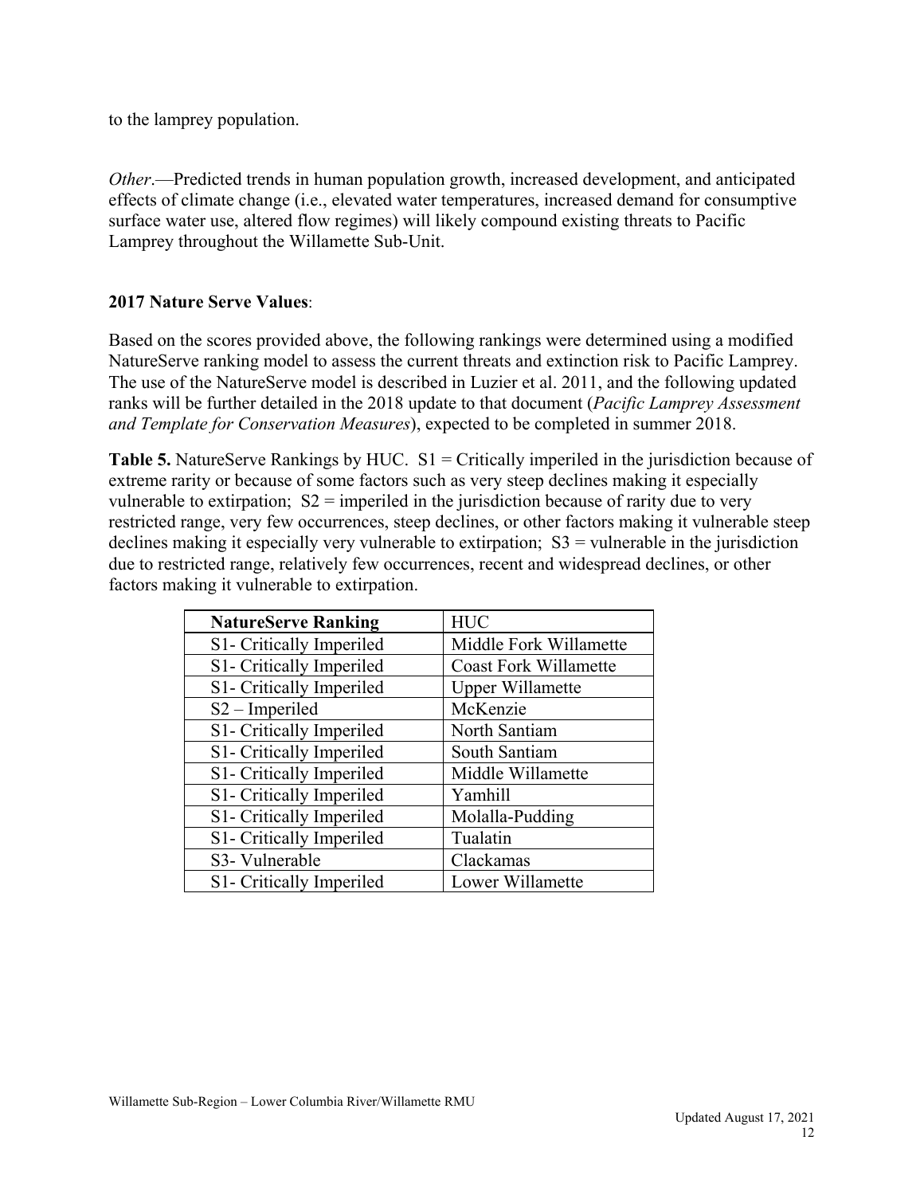to the lamprey population.

*Other*.—Predicted trends in human population growth, increased development, and anticipated effects of climate change (i.e., elevated water temperatures, increased demand for consumptive surface water use, altered flow regimes) will likely compound existing threats to Pacific Lamprey throughout the Willamette Sub-Unit.

**2017 Nature Serve Values**:

Based on the scores provided above, the following rankings were determined using a modified NatureServe ranking model to assess the current threats and extinction risk to Pacific Lamprey. The use of the NatureServe model is described in Luzier et al. 2011, and the following updated ranks will be further detailed in the 2018 update to that document (*Pacific Lamprey Assessment and Template for Conservation Measures*), expected to be completed in summer 2018.

**Table 5.** NatureServe Rankings by HUC. S1 = Critically imperiled in the jurisdiction because of extreme rarity or because of some factors such as very steep declines making it especially vulnerable to extirpation; S2 = imperiled in the jurisdiction because of rarity due to very restricted range, very few occurrences, steep declines, or other factors making it vulnerable steep declines making it especially very vulnerable to extirpation; S3 = vulnerable in the jurisdiction due to restricted range, relatively few occurrences, recent and widespread declines, or other factors making it vulnerable to extirpation.

| **NatureServe Ranking** | HUC |
| --- | --- |
| S1- Critically Imperiled | Middle Fork Willamette |
| S1- Critically Imperiled | Coast Fork Willamette |
| S1- Critically Imperiled | Upper Willamette |
| S2 – Imperiled | McKenzie |
| S1- Critically Imperiled | North Santiam |
| S1- Critically Imperiled | South Santiam |
| S1- Critically Imperiled | Middle Willamette |
| S1- Critically Imperiled | Yamhill |
| S1- Critically Imperiled | Molalla-Pudding |
| S1- Critically Imperiled | Tualatin |
| S3- Vulnerable | Clackamas |
| S1- Critically Imperiled | Lower Willamette |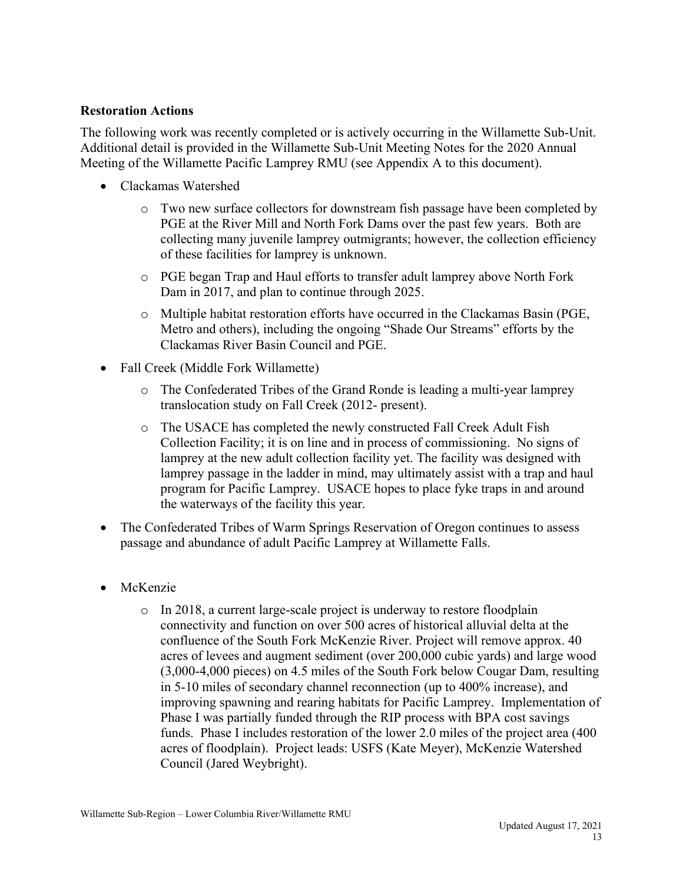**Restoration Actions**

The following work was recently completed or is actively occurring in the Willamette Sub-Unit. Additional detail is provided in the Willamette Sub-Unit Meeting Notes for the 2020 Annual Meeting of the Willamette Pacific Lamprey RMU (see Appendix A to this document).

- Clackamas Watershed
  - Two new surface collectors for downstream fish passage have been completed by PGE at the River Mill and North Fork Dams over the past few years. Both are collecting many juvenile lamprey outmigrants; however, the collection efficiency of these facilities for lamprey is unknown.
  - PGE began Trap and Haul efforts to transfer adult lamprey above North Fork Dam in 2017, and plan to continue through 2025.
  - Multiple habitat restoration efforts have occurred in the Clackamas Basin (PGE, Metro and others), including the ongoing "Shade Our Streams" efforts by the Clackamas River Basin Council and PGE.
- Fall Creek (Middle Fork Willamette)
  - The Confederated Tribes of the Grand Ronde is leading a multi-year lamprey translocation study on Fall Creek (2012- present).
  - The USACE has completed the newly constructed Fall Creek Adult Fish Collection Facility; it is on line and in process of commissioning. No signs of lamprey at the new adult collection facility yet. The facility was designed with lamprey passage in the ladder in mind, may ultimately assist with a trap and haul program for Pacific Lamprey. USACE hopes to place fyke traps in and around the waterways of the facility this year.
- The Confederated Tribes of Warm Springs Reservation of Oregon continues to assess passage and abundance of adult Pacific Lamprey at Willamette Falls.
- McKenzie
  - In 2018, a current large-scale project is underway to restore floodplain connectivity and function on over 500 acres of historical alluvial delta at the confluence of the South Fork McKenzie River. Project will remove approx. 40 acres of levees and augment sediment (over 200,000 cubic yards) and large wood (3,000-4,000 pieces) on 4.5 miles of the South Fork below Cougar Dam, resulting in 5-10 miles of secondary channel reconnection (up to 400% increase), and improving spawning and rearing habitats for Pacific Lamprey. Implementation of Phase I was partially funded through the RIP process with BPA cost savings funds. Phase I includes restoration of the lower 2.0 miles of the project area (400 acres of floodplain). Project leads: USFS (Kate Meyer), McKenzie Watershed Council (Jared Weybright).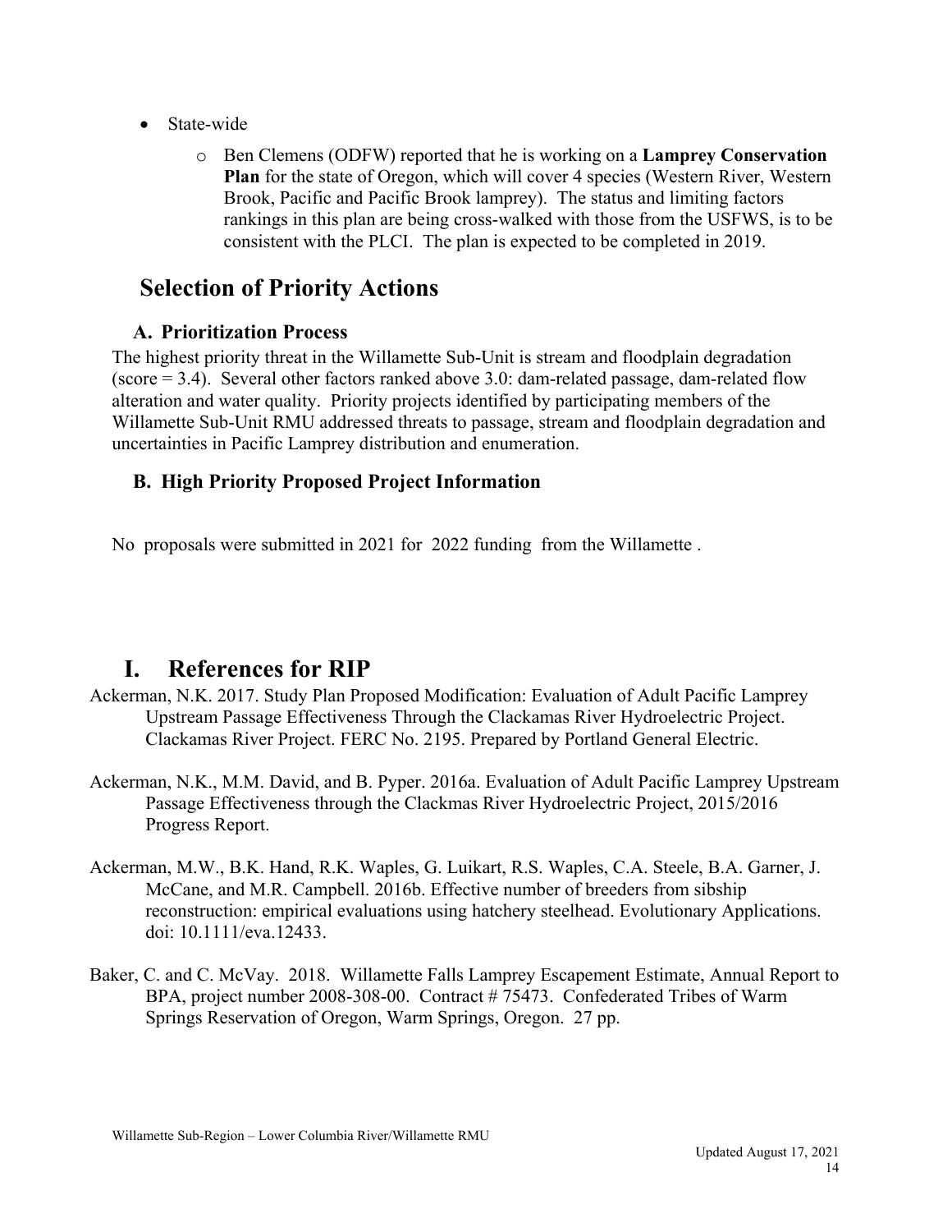- State-wide
    - Ben Clemens (ODFW) reported that he is working on a **Lamprey Conservation Plan** for the state of Oregon, which will cover 4 species (Western River, Western Brook, Pacific and Pacific Brook lamprey). The status and limiting factors rankings in this plan are being cross-walked with those from the USFWS, is to be consistent with the PLCI. The plan is expected to be completed in 2019.

## Selection of Priority Actions

### A. Prioritization Process

The highest priority threat in the Willamette Sub-Unit is stream and floodplain degradation (score = 3.4). Several other factors ranked above 3.0: dam-related passage, dam-related flow alteration and water quality. Priority projects identified by participating members of the Willamette Sub-Unit RMU addressed threats to passage, stream and floodplain degradation and uncertainties in Pacific Lamprey distribution and enumeration.

### B. High Priority Proposed Project Information

No proposals were submitted in 2021 for 2022 funding from the Willamette .

## I. References for RIP

Ackerman, N.K. 2017. Study Plan Proposed Modification: Evaluation of Adult Pacific Lamprey Upstream Passage Effectiveness Through the Clackamas River Hydroelectric Project. Clackamas River Project. FERC No. 2195. Prepared by Portland General Electric.

Ackerman, N.K., M.M. David, and B. Pyper. 2016a. Evaluation of Adult Pacific Lamprey Upstream Passage Effectiveness through the Clackmas River Hydroelectric Project, 2015/2016 Progress Report.

Ackerman, M.W., B.K. Hand, R.K. Waples, G. Luikart, R.S. Waples, C.A. Steele, B.A. Garner, J. McCane, and M.R. Campbell. 2016b. Effective number of breeders from sibship reconstruction: empirical evaluations using hatchery steelhead. Evolutionary Applications. doi: 10.1111/eva.12433.

Baker, C. and C. McVay. 2018. Willamette Falls Lamprey Escapement Estimate, Annual Report to BPA, project number 2008-308-00. Contract # 75473. Confederated Tribes of Warm Springs Reservation of Oregon, Warm Springs, Oregon. 27 pp.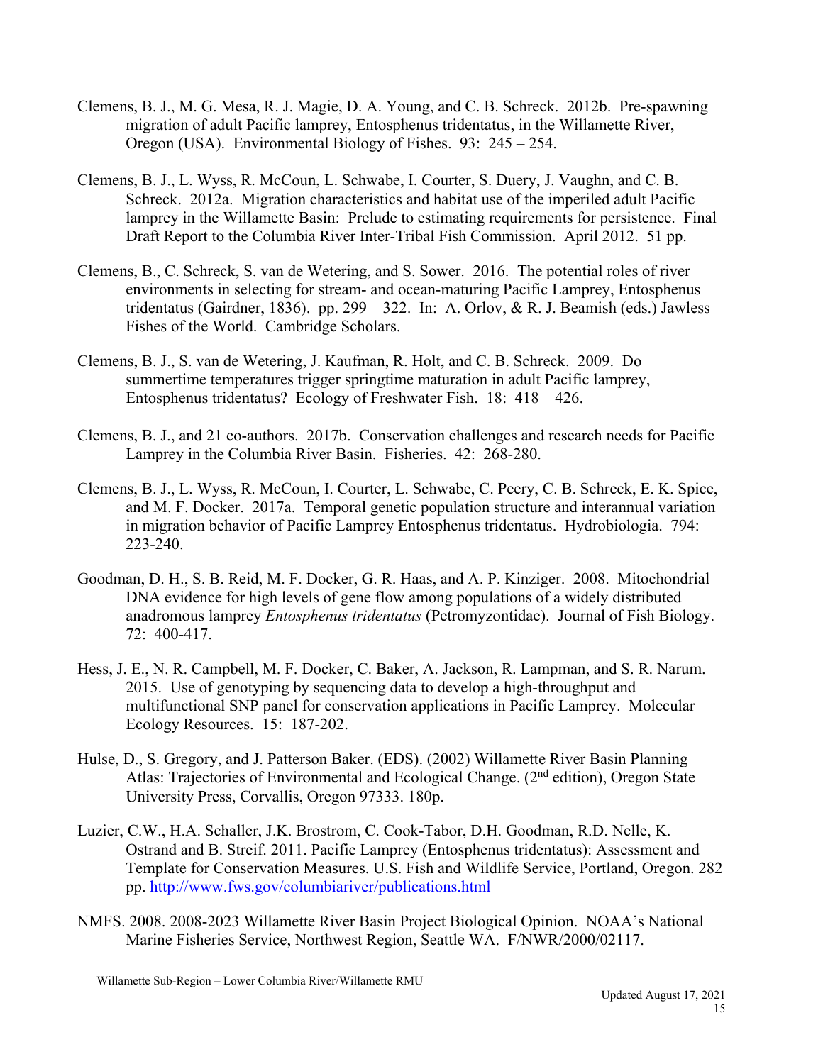Clemens, B. J., M. G. Mesa, R. J. Magie, D. A. Young, and C. B. Schreck. 2012b. Pre-spawning migration of adult Pacific lamprey, Entosphenus tridentatus, in the Willamette River, Oregon (USA). Environmental Biology of Fishes. 93: 245 – 254.

Clemens, B. J., L. Wyss, R. McCoun, L. Schwabe, I. Courter, S. Duery, J. Vaughn, and C. B. Schreck. 2012a. Migration characteristics and habitat use of the imperiled adult Pacific lamprey in the Willamette Basin: Prelude to estimating requirements for persistence. Final Draft Report to the Columbia River Inter-Tribal Fish Commission. April 2012. 51 pp.

Clemens, B., C. Schreck, S. van de Wetering, and S. Sower. 2016. The potential roles of river environments in selecting for stream- and ocean-maturing Pacific Lamprey, Entosphenus tridentatus (Gairdner, 1836). pp. 299 – 322. In: A. Orlov, & R. J. Beamish (eds.) Jawless Fishes of the World. Cambridge Scholars.

Clemens, B. J., S. van de Wetering, J. Kaufman, R. Holt, and C. B. Schreck. 2009. Do summertime temperatures trigger springtime maturation in adult Pacific lamprey, Entosphenus tridentatus? Ecology of Freshwater Fish. 18: 418 – 426.

Clemens, B. J., and 21 co-authors. 2017b. Conservation challenges and research needs for Pacific Lamprey in the Columbia River Basin. Fisheries. 42: 268-280.

Clemens, B. J., L. Wyss, R. McCoun, I. Courter, L. Schwabe, C. Peery, C. B. Schreck, E. K. Spice, and M. F. Docker. 2017a. Temporal genetic population structure and interannual variation in migration behavior of Pacific Lamprey Entosphenus tridentatus. Hydrobiologia. 794: 223-240.

Goodman, D. H., S. B. Reid, M. F. Docker, G. R. Haas, and A. P. Kinziger. 2008. Mitochondrial DNA evidence for high levels of gene flow among populations of a widely distributed anadromous lamprey *Entosphenus tridentatus* (Petromyzontidae). Journal of Fish Biology. 72: 400-417.

Hess, J. E., N. R. Campbell, M. F. Docker, C. Baker, A. Jackson, R. Lampman, and S. R. Narum. 2015. Use of genotyping by sequencing data to develop a high-throughput and multifunctional SNP panel for conservation applications in Pacific Lamprey. Molecular Ecology Resources. 15: 187-202.

Hulse, D., S. Gregory, and J. Patterson Baker. (EDS). (2002) Willamette River Basin Planning Atlas: Trajectories of Environmental and Ecological Change. (2nd edition), Oregon State University Press, Corvallis, Oregon 97333. 180p.

Luzier, C.W., H.A. Schaller, J.K. Brostrom, C. Cook-Tabor, D.H. Goodman, R.D. Nelle, K. Ostrand and B. Streif. 2011. Pacific Lamprey (Entosphenus tridentatus): Assessment and Template for Conservation Measures. U.S. Fish and Wildlife Service, Portland, Oregon. 282 pp. http://www.fws.gov/columbiariver/publications.html

NMFS. 2008. 2008-2023 Willamette River Basin Project Biological Opinion. NOAA's National Marine Fisheries Service, Northwest Region, Seattle WA. F/NWR/2000/02117.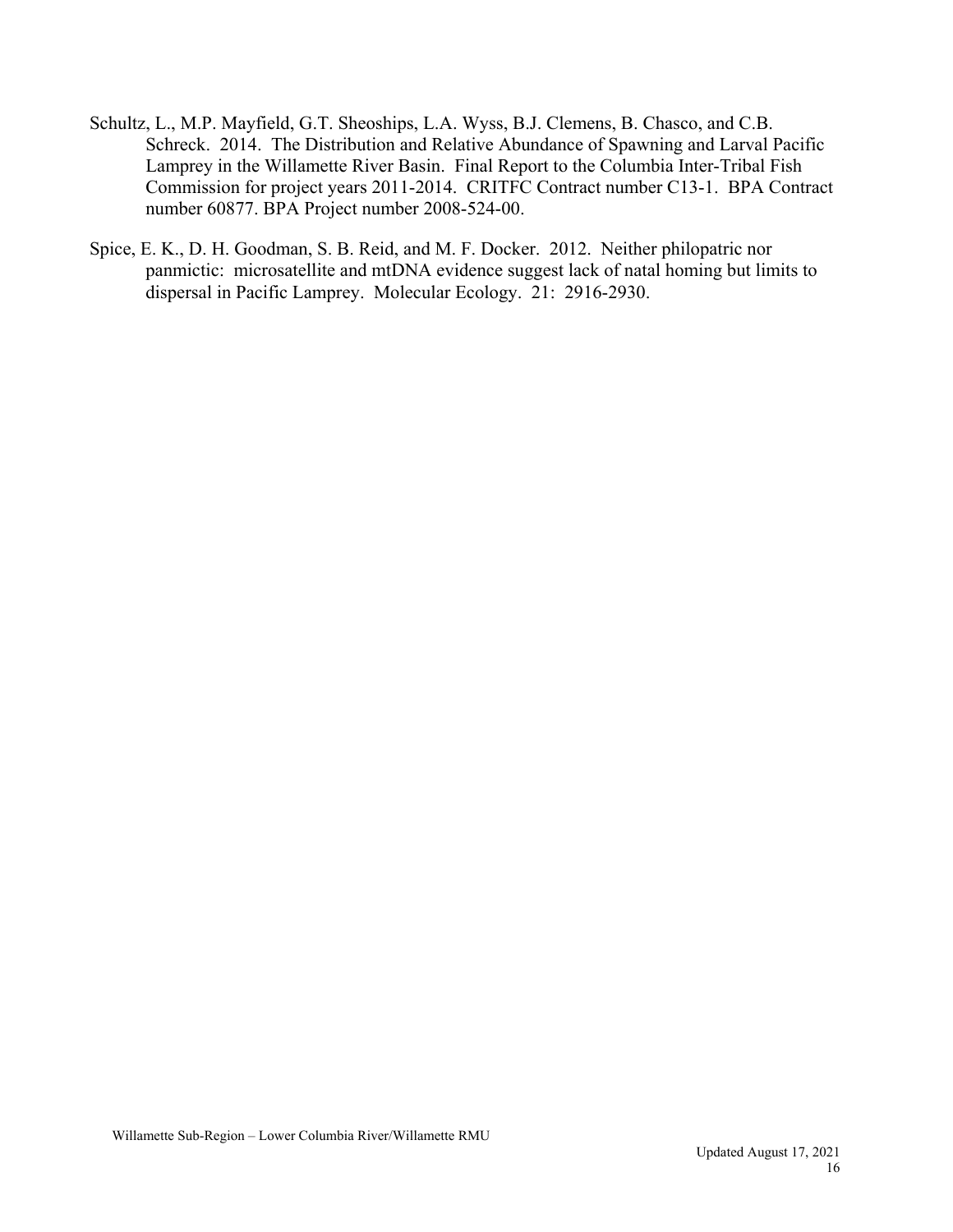Schultz, L., M.P. Mayfield, G.T. Sheoships, L.A. Wyss, B.J. Clemens, B. Chasco, and C.B. Schreck. 2014. The Distribution and Relative Abundance of Spawning and Larval Pacific Lamprey in the Willamette River Basin. Final Report to the Columbia Inter-Tribal Fish Commission for project years 2011-2014. CRITFC Contract number C13-1. BPA Contract number 60877. BPA Project number 2008-524-00.

Spice, E. K., D. H. Goodman, S. B. Reid, and M. F. Docker. 2012. Neither philopatric nor panmictic: microsatellite and mtDNA evidence suggest lack of natal homing but limits to dispersal in Pacific Lamprey. Molecular Ecology. 21: 2916-2930.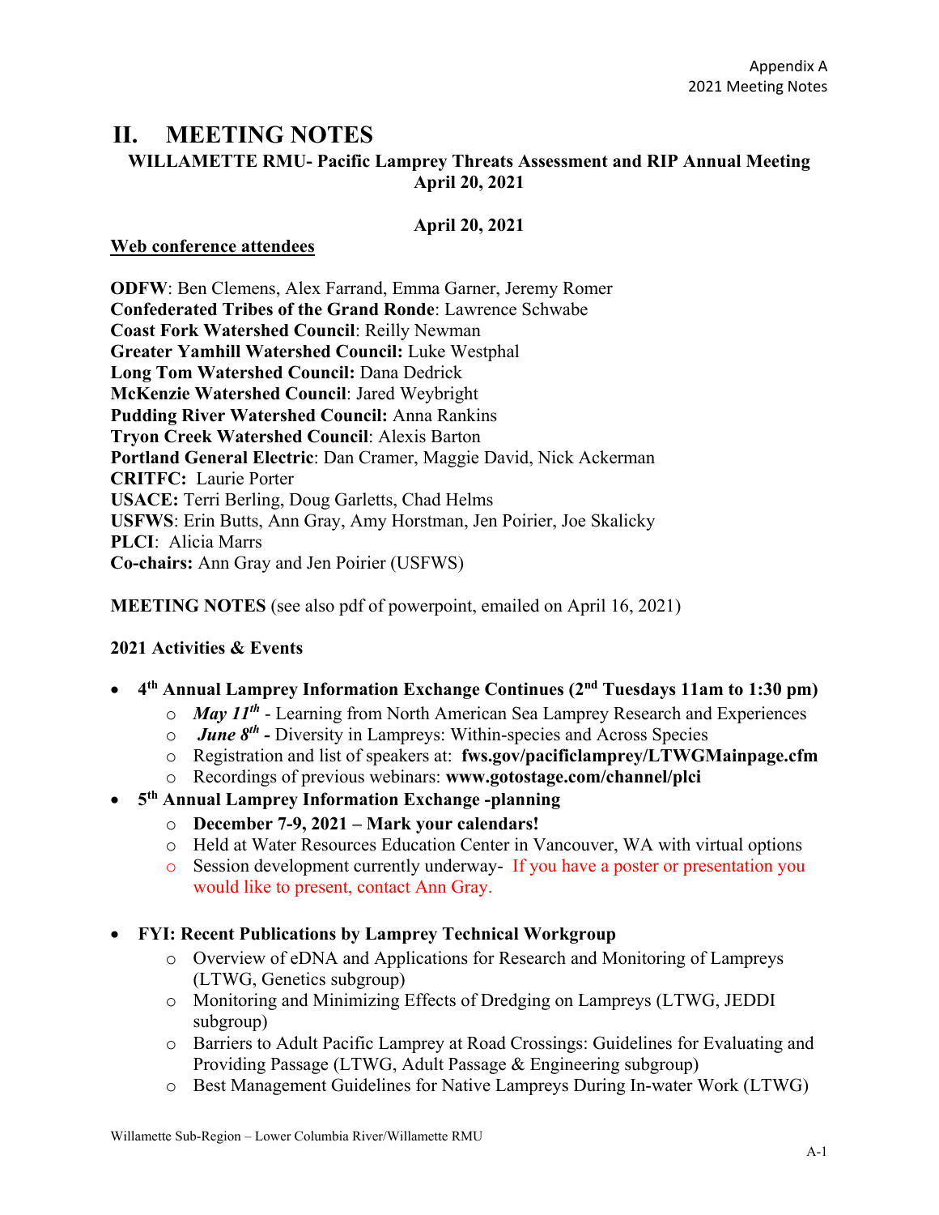Appendix A
2021 Meeting Notes

# II. MEETING NOTES

## WILLAMETTE RMU- Pacific Lamprey Threats Assessment and RIP Annual Meeting April 20, 2021

**April 20, 2021**

**Web conference attendees**

**ODFW**: Ben Clemens, Alex Farrand, Emma Garner, Jeremy Romer
**Confederated Tribes of the Grand Ronde**: Lawrence Schwabe
**Coast Fork Watershed Council**: Reilly Newman
**Greater Yamhill Watershed Council:** Luke Westphal
**Long Tom Watershed Council:** Dana Dedrick
**McKenzie Watershed Council**: Jared Weybright
**Pudding River Watershed Council:** Anna Rankins
**Tryon Creek Watershed Council**: Alexis Barton
**Portland General Electric**: Dan Cramer, Maggie David, Nick Ackerman
**CRITFC:** Laurie Porter
**USACE:** Terri Berling, Doug Garletts, Chad Helms
**USFWS**: Erin Butts, Ann Gray, Amy Horstman, Jen Poirier, Joe Skalicky
**PLCI**: Alicia Marrs
**Co-chairs:** Ann Gray and Jen Poirier (USFWS)

**MEETING NOTES** (see also pdf of powerpoint, emailed on April 16, 2021)

**2021 Activities & Events**

- **4th Annual Lamprey Information Exchange Continues (2nd Tuesdays 11am to 1:30 pm)**
  - ***May 11th*** - Learning from North American Sea Lamprey Research and Experiences
  - ***June 8th*** **-** Diversity in Lampreys: Within-species and Across Species
  - Registration and list of speakers at: **fws.gov/pacificlamprey/LTWGMainpage.cfm**
  - Recordings of previous webinars: **www.gotostage.com/channel/plci**
- **5th Annual Lamprey Information Exchange -planning**
  - **December 7-9, 2021 – Mark your calendars!**
  - Held at Water Resources Education Center in Vancouver, WA with virtual options
  - Session development currently underway- If you have a poster or presentation you would like to present, contact Ann Gray.

- **FYI: Recent Publications by Lamprey Technical Workgroup**
  - Overview of eDNA and Applications for Research and Monitoring of Lampreys (LTWG, Genetics subgroup)
  - Monitoring and Minimizing Effects of Dredging on Lampreys (LTWG, JEDDI subgroup)
  - Barriers to Adult Pacific Lamprey at Road Crossings: Guidelines for Evaluating and Providing Passage (LTWG, Adult Passage & Engineering subgroup)
  - Best Management Guidelines for Native Lampreys During In-water Work (LTWG)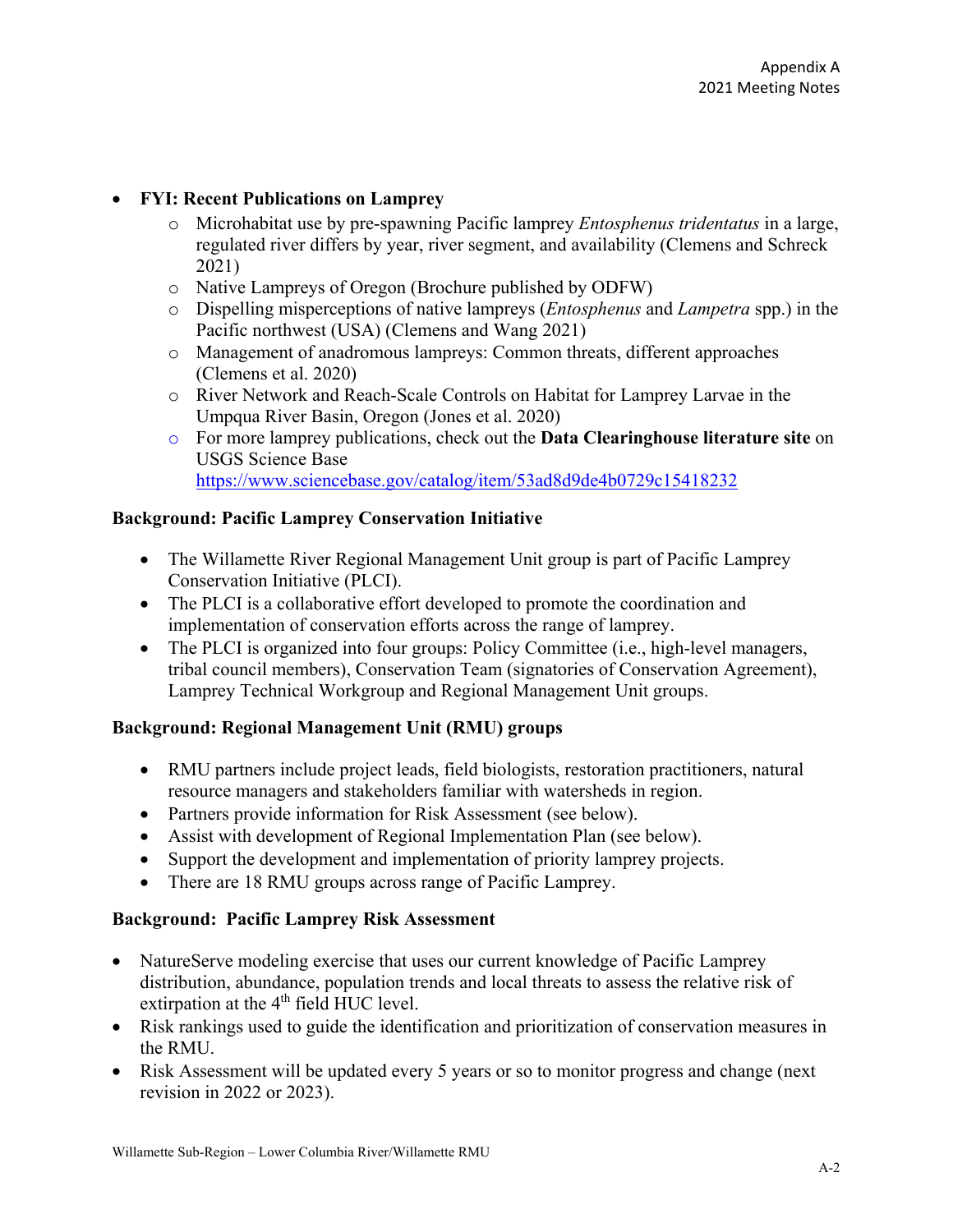- **FYI: Recent Publications on Lamprey**
  - Microhabitat use by pre-spawning Pacific lamprey *Entosphenus tridentatus* in a large, regulated river differs by year, river segment, and availability (Clemens and Schreck 2021)
  - Native Lampreys of Oregon (Brochure published by ODFW)
  - Dispelling misperceptions of native lampreys (*Entosphenus* and *Lampetra* spp.) in the Pacific northwest (USA) (Clemens and Wang 2021)
  - Management of anadromous lampreys: Common threats, different approaches (Clemens et al. 2020)
  - River Network and Reach-Scale Controls on Habitat for Lamprey Larvae in the Umpqua River Basin, Oregon (Jones et al. 2020)
  - For more lamprey publications, check out the **Data Clearinghouse literature site** on USGS Science Base https://www.sciencebase.gov/catalog/item/53ad8d9de4b0729c15418232

**Background: Pacific Lamprey Conservation Initiative**

- The Willamette River Regional Management Unit group is part of Pacific Lamprey Conservation Initiative (PLCI).
- The PLCI is a collaborative effort developed to promote the coordination and implementation of conservation efforts across the range of lamprey.
- The PLCI is organized into four groups: Policy Committee (i.e., high-level managers, tribal council members), Conservation Team (signatories of Conservation Agreement), Lamprey Technical Workgroup and Regional Management Unit groups.

**Background: Regional Management Unit (RMU) groups**

- RMU partners include project leads, field biologists, restoration practitioners, natural resource managers and stakeholders familiar with watersheds in region.
- Partners provide information for Risk Assessment (see below).
- Assist with development of Regional Implementation Plan (see below).
- Support the development and implementation of priority lamprey projects.
- There are 18 RMU groups across range of Pacific Lamprey.

**Background: Pacific Lamprey Risk Assessment**

- NatureServe modeling exercise that uses our current knowledge of Pacific Lamprey distribution, abundance, population trends and local threats to assess the relative risk of extirpation at the 4th field HUC level.
- Risk rankings used to guide the identification and prioritization of conservation measures in the RMU.
- Risk Assessment will be updated every 5 years or so to monitor progress and change (next revision in 2022 or 2023).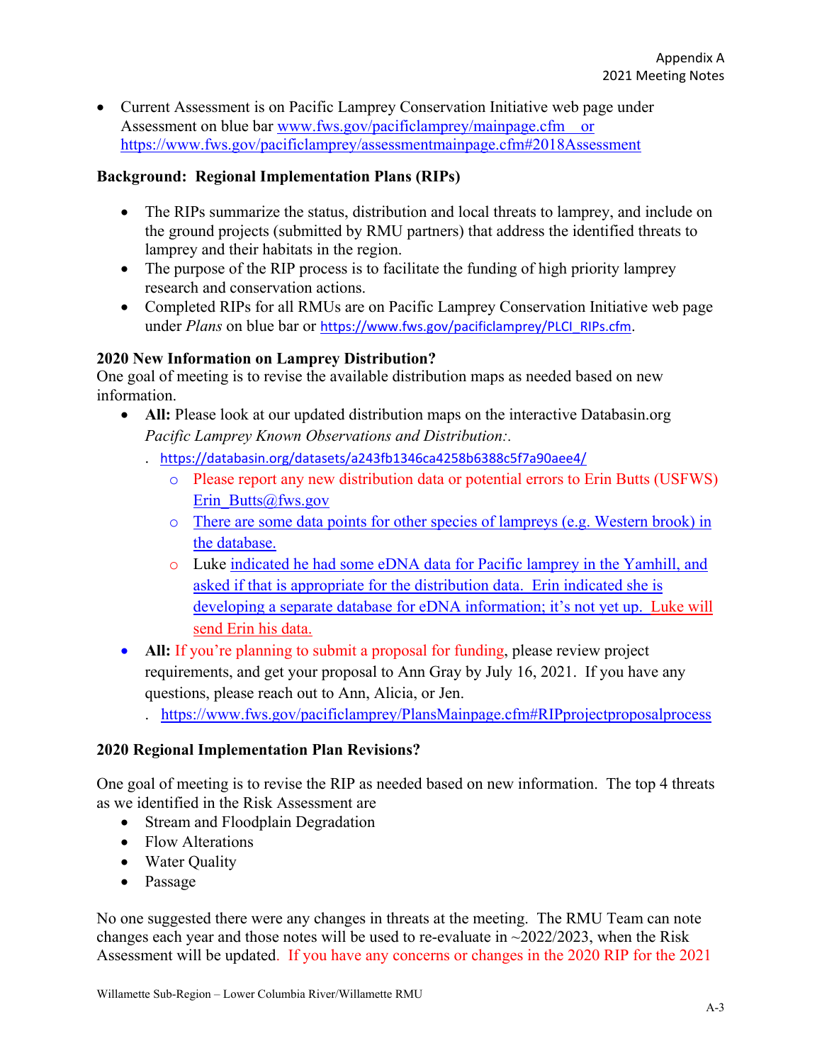- Current Assessment is on Pacific Lamprey Conservation Initiative web page under Assessment on blue bar www.fws.gov/pacificlamprey/mainpage.cfm or https://www.fws.gov/pacificlamprey/assessmentmainpage.cfm#2018Assessment

**Background: Regional Implementation Plans (RIPs)**

- The RIPs summarize the status, distribution and local threats to lamprey, and include on the ground projects (submitted by RMU partners) that address the identified threats to lamprey and their habitats in the region.
- The purpose of the RIP process is to facilitate the funding of high priority lamprey research and conservation actions.
- Completed RIPs for all RMUs are on Pacific Lamprey Conservation Initiative web page under *Plans* on blue bar or https://www.fws.gov/pacificlamprey/PLCI_RIPs.cfm.

**2020 New Information on Lamprey Distribution?**

One goal of meeting is to revise the available distribution maps as needed based on new information.

- **All:** Please look at our updated distribution maps on the interactive Databasin.org *Pacific Lamprey Known Observations and Distribution:*.
  - https://databasin.org/datasets/a243fb1346ca4258b6388c5f7a90aee4/
    - Please report any new distribution data or potential errors to Erin Butts (USFWS) Erin_Butts@fws.gov
    - There are some data points for other species of lampreys (e.g. Western brook) in the database.
    - Luke indicated he had some eDNA data for Pacific lamprey in the Yamhill, and asked if that is appropriate for the distribution data. Erin indicated she is developing a separate database for eDNA information; it's not yet up. Luke will send Erin his data.
- **All:** If you're planning to submit a proposal for funding, please review project requirements, and get your proposal to Ann Gray by July 16, 2021. If you have any questions, please reach out to Ann, Alicia, or Jen.
  - https://www.fws.gov/pacificlamprey/PlansMainpage.cfm#RIPprojectproposalprocess

**2020 Regional Implementation Plan Revisions?**

One goal of meeting is to revise the RIP as needed based on new information. The top 4 threats as we identified in the Risk Assessment are

- Stream and Floodplain Degradation
- Flow Alterations
- Water Quality
- Passage

No one suggested there were any changes in threats at the meeting. The RMU Team can note changes each year and those notes will be used to re-evaluate in ~2022/2023, when the Risk Assessment will be updated. If you have any concerns or changes in the 2020 RIP for the 2021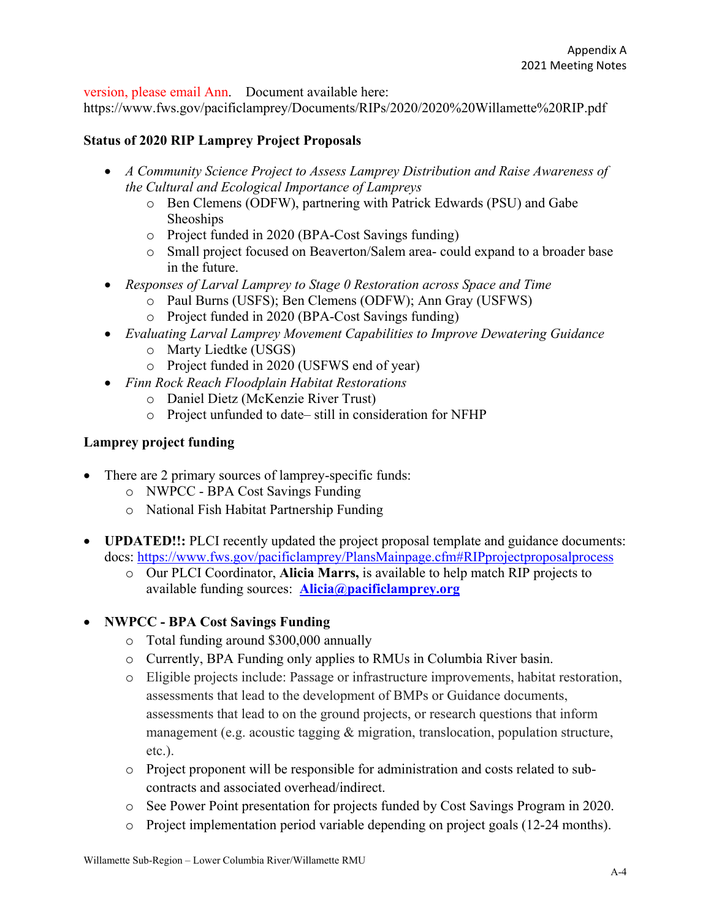version, please email Ann.    Document available here: https://www.fws.gov/pacificlamprey/Documents/RIPs/2020/2020%20Willamette%20RIP.pdf

**Status of 2020 RIP Lamprey Project Proposals**

- *A Community Science Project to Assess Lamprey Distribution and Raise Awareness of the Cultural and Ecological Importance of Lampreys*
  - Ben Clemens (ODFW), partnering with Patrick Edwards (PSU) and Gabe Sheoships
  - Project funded in 2020 (BPA-Cost Savings funding)
  - Small project focused on Beaverton/Salem area- could expand to a broader base in the future.
- *Responses of Larval Lamprey to Stage 0 Restoration across Space and Time*
  - Paul Burns (USFS); Ben Clemens (ODFW); Ann Gray (USFWS)
  - Project funded in 2020 (BPA-Cost Savings funding)
- *Evaluating Larval Lamprey Movement Capabilities to Improve Dewatering Guidance*
  - Marty Liedtke (USGS)
  - Project funded in 2020 (USFWS end of year)
- *Finn Rock Reach Floodplain Habitat Restorations*
  - Daniel Dietz (McKenzie River Trust)
  - Project unfunded to date– still in consideration for NFHP

**Lamprey project funding**

- There are 2 primary sources of lamprey-specific funds:
  - NWPCC - BPA Cost Savings Funding
  - National Fish Habitat Partnership Funding

- **UPDATED!!:** PLCI recently updated the project proposal template and guidance documents: docs: https://www.fws.gov/pacificlamprey/PlansMainpage.cfm#RIPprojectproposalprocess
  - Our PLCI Coordinator, **Alicia Marrs,** is available to help match RIP projects to available funding sources: **Alicia@pacificlamprey.org**

- **NWPCC - BPA Cost Savings Funding**
  - Total funding around $300,000 annually
  - Currently, BPA Funding only applies to RMUs in Columbia River basin.
  - Eligible projects include: Passage or infrastructure improvements, habitat restoration, assessments that lead to the development of BMPs or Guidance documents, assessments that lead to on the ground projects, or research questions that inform management (e.g. acoustic tagging & migration, translocation, population structure, etc.).
  - Project proponent will be responsible for administration and costs related to sub-contracts and associated overhead/indirect.
  - See Power Point presentation for projects funded by Cost Savings Program in 2020.
  - Project implementation period variable depending on project goals (12-24 months).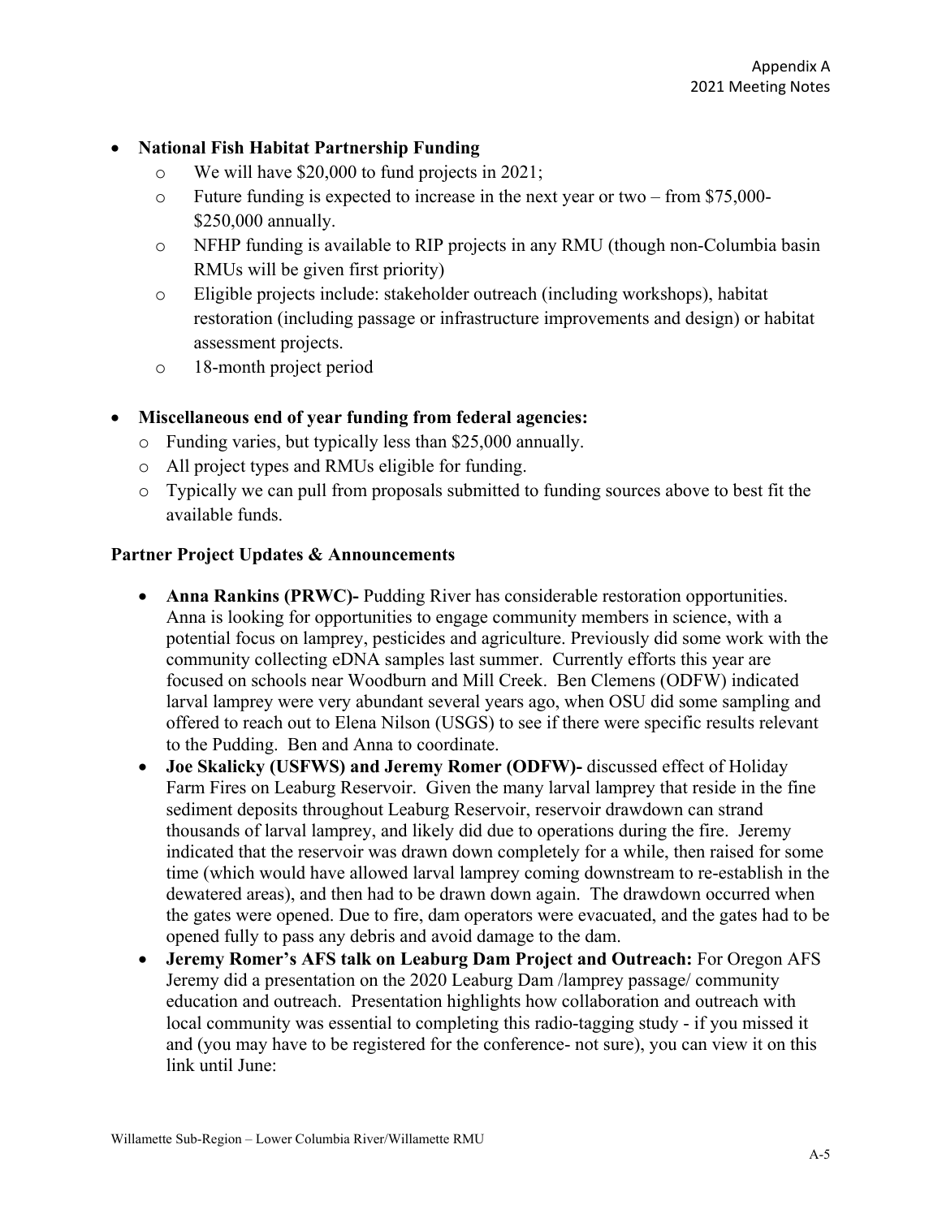- **National Fish Habitat Partnership Funding**
  - We will have $20,000 to fund projects in 2021;
  - Future funding is expected to increase in the next year or two – from $75,000-$250,000 annually.
  - NFHP funding is available to RIP projects in any RMU (though non-Columbia basin RMUs will be given first priority)
  - Eligible projects include: stakeholder outreach (including workshops), habitat restoration (including passage or infrastructure improvements and design) or habitat assessment projects.
  - 18-month project period

- **Miscellaneous end of year funding from federal agencies:**
  - Funding varies, but typically less than $25,000 annually.
  - All project types and RMUs eligible for funding.
  - Typically we can pull from proposals submitted to funding sources above to best fit the available funds.

**Partner Project Updates & Announcements**

- **Anna Rankins (PRWC)-** Pudding River has considerable restoration opportunities. Anna is looking for opportunities to engage community members in science, with a potential focus on lamprey, pesticides and agriculture. Previously did some work with the community collecting eDNA samples last summer. Currently efforts this year are focused on schools near Woodburn and Mill Creek. Ben Clemens (ODFW) indicated larval lamprey were very abundant several years ago, when OSU did some sampling and offered to reach out to Elena Nilson (USGS) to see if there were specific results relevant to the Pudding. Ben and Anna to coordinate.
- **Joe Skalicky (USFWS) and Jeremy Romer (ODFW)-** discussed effect of Holiday Farm Fires on Leaburg Reservoir. Given the many larval lamprey that reside in the fine sediment deposits throughout Leaburg Reservoir, reservoir drawdown can strand thousands of larval lamprey, and likely did due to operations during the fire. Jeremy indicated that the reservoir was drawn down completely for a while, then raised for some time (which would have allowed larval lamprey coming downstream to re-establish in the dewatered areas), and then had to be drawn down again. The drawdown occurred when the gates were opened. Due to fire, dam operators were evacuated, and the gates had to be opened fully to pass any debris and avoid damage to the dam.
- **Jeremy Romer's AFS talk on Leaburg Dam Project and Outreach:** For Oregon AFS Jeremy did a presentation on the 2020 Leaburg Dam /lamprey passage/ community education and outreach. Presentation highlights how collaboration and outreach with local community was essential to completing this radio-tagging study - if you missed it and (you may have to be registered for the conference- not sure), you can view it on this link until June: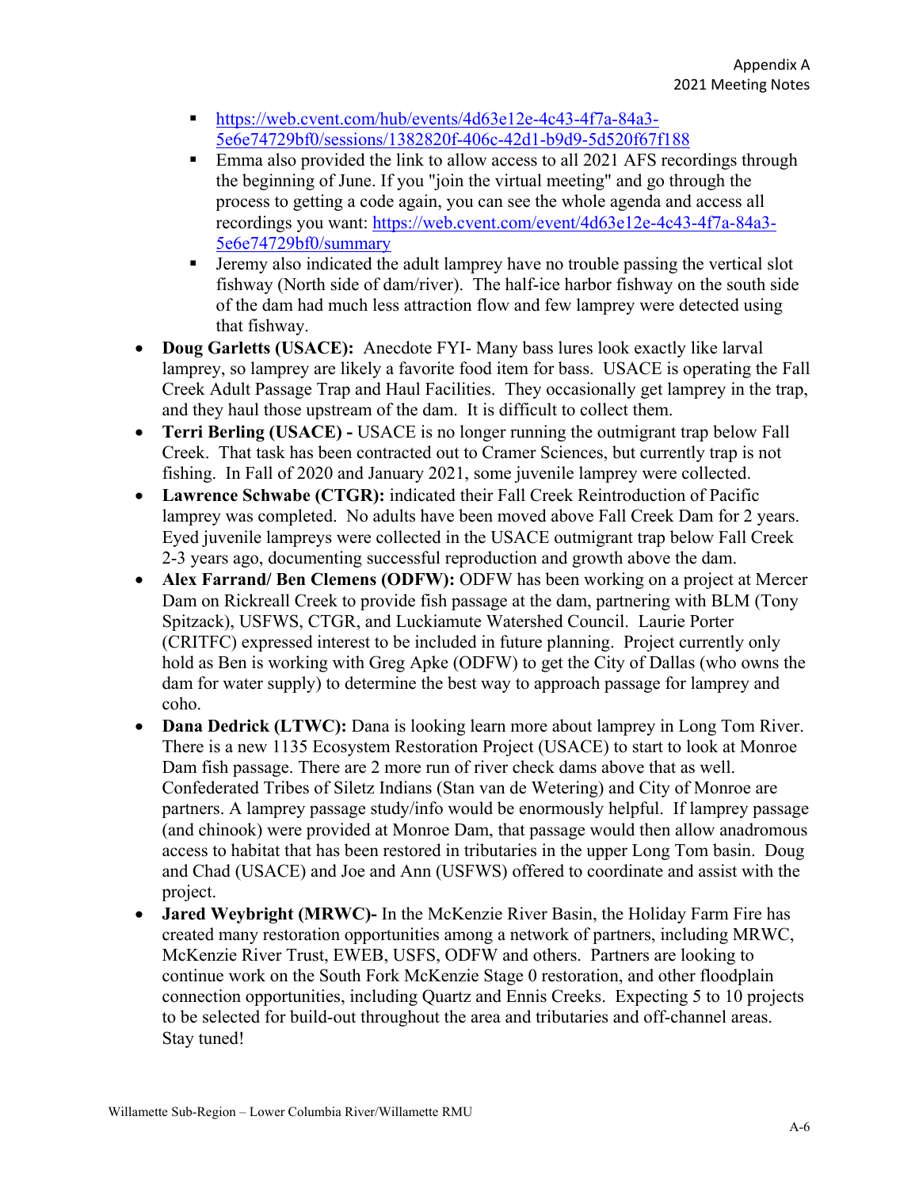- https://web.cvent.com/hub/events/4d63e12e-4c43-4f7a-84a3-5e6e74729bf0/sessions/1382820f-406c-42d1-b9d9-5d520f67f188
  - Emma also provided the link to allow access to all 2021 AFS recordings through the beginning of June. If you "join the virtual meeting" and go through the process to getting a code again, you can see the whole agenda and access all recordings you want: https://web.cvent.com/event/4d63e12e-4c43-4f7a-84a3-5e6e74729bf0/summary
  - Jeremy also indicated the adult lamprey have no trouble passing the vertical slot fishway (North side of dam/river). The half-ice harbor fishway on the south side of the dam had much less attraction flow and few lamprey were detected using that fishway.

- **Doug Garletts (USACE):** Anecdote FYI- Many bass lures look exactly like larval lamprey, so lamprey are likely a favorite food item for bass. USACE is operating the Fall Creek Adult Passage Trap and Haul Facilities. They occasionally get lamprey in the trap, and they haul those upstream of the dam. It is difficult to collect them.
- **Terri Berling (USACE) -** USACE is no longer running the outmigrant trap below Fall Creek. That task has been contracted out to Cramer Sciences, but currently trap is not fishing. In Fall of 2020 and January 2021, some juvenile lamprey were collected.
- **Lawrence Schwabe (CTGR):** indicated their Fall Creek Reintroduction of Pacific lamprey was completed. No adults have been moved above Fall Creek Dam for 2 years. Eyed juvenile lampreys were collected in the USACE outmigrant trap below Fall Creek 2-3 years ago, documenting successful reproduction and growth above the dam.
- **Alex Farrand/ Ben Clemens (ODFW):** ODFW has been working on a project at Mercer Dam on Rickreall Creek to provide fish passage at the dam, partnering with BLM (Tony Spitzack), USFWS, CTGR, and Luckiamute Watershed Council. Laurie Porter (CRITFC) expressed interest to be included in future planning. Project currently only hold as Ben is working with Greg Apke (ODFW) to get the City of Dallas (who owns the dam for water supply) to determine the best way to approach passage for lamprey and coho.
- **Dana Dedrick (LTWC):** Dana is looking learn more about lamprey in Long Tom River. There is a new 1135 Ecosystem Restoration Project (USACE) to start to look at Monroe Dam fish passage. There are 2 more run of river check dams above that as well. Confederated Tribes of Siletz Indians (Stan van de Wetering) and City of Monroe are partners. A lamprey passage study/info would be enormously helpful. If lamprey passage (and chinook) were provided at Monroe Dam, that passage would then allow anadromous access to habitat that has been restored in tributaries in the upper Long Tom basin. Doug and Chad (USACE) and Joe and Ann (USFWS) offered to coordinate and assist with the project.
- **Jared Weybright (MRWC)-** In the McKenzie River Basin, the Holiday Farm Fire has created many restoration opportunities among a network of partners, including MRWC, McKenzie River Trust, EWEB, USFS, ODFW and others. Partners are looking to continue work on the South Fork McKenzie Stage 0 restoration, and other floodplain connection opportunities, including Quartz and Ennis Creeks. Expecting 5 to 10 projects to be selected for build-out throughout the area and tributaries and off-channel areas. Stay tuned!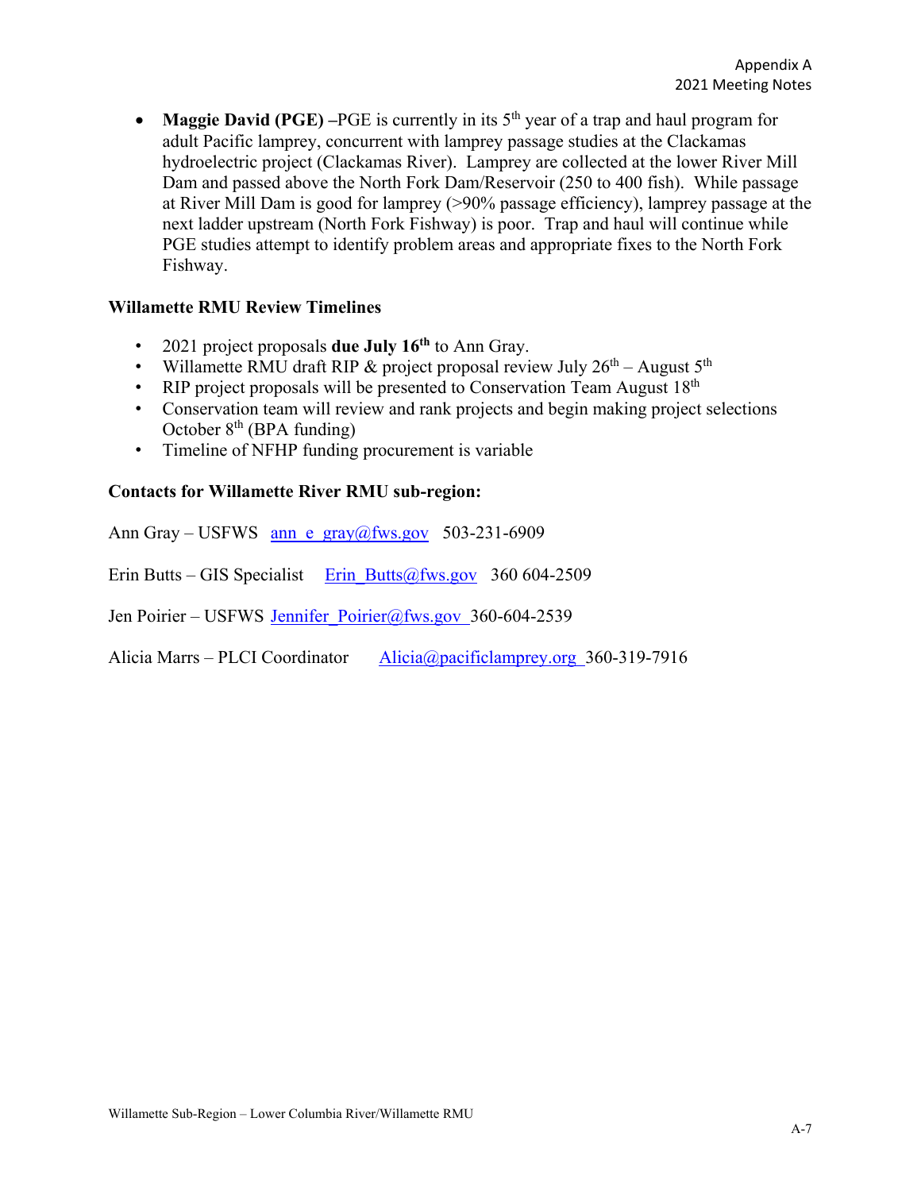- **Maggie David (PGE)** –PGE is currently in its 5th year of a trap and haul program for adult Pacific lamprey, concurrent with lamprey passage studies at the Clackamas hydroelectric project (Clackamas River). Lamprey are collected at the lower River Mill Dam and passed above the North Fork Dam/Reservoir (250 to 400 fish). While passage at River Mill Dam is good for lamprey (>90% passage efficiency), lamprey passage at the next ladder upstream (North Fork Fishway) is poor. Trap and haul will continue while PGE studies attempt to identify problem areas and appropriate fixes to the North Fork Fishway.

### Willamette RMU Review Timelines

- 2021 project proposals **due July 16th** to Ann Gray.
- Willamette RMU draft RIP & project proposal review July 26th – August 5th
- RIP project proposals will be presented to Conservation Team August 18th
- Conservation team will review and rank projects and begin making project selections October 8th (BPA funding)
- Timeline of NFHP funding procurement is variable

### Contacts for Willamette River RMU sub-region:

Ann Gray – USFWS ann_e_gray@fws.gov 503-231-6909

Erin Butts – GIS Specialist Erin_Butts@fws.gov 360 604-2509

Jen Poirier – USFWS Jennifer_Poirier@fws.gov 360-604-2539

Alicia Marrs – PLCI Coordinator Alicia@pacificlamprey.org 360-319-7916